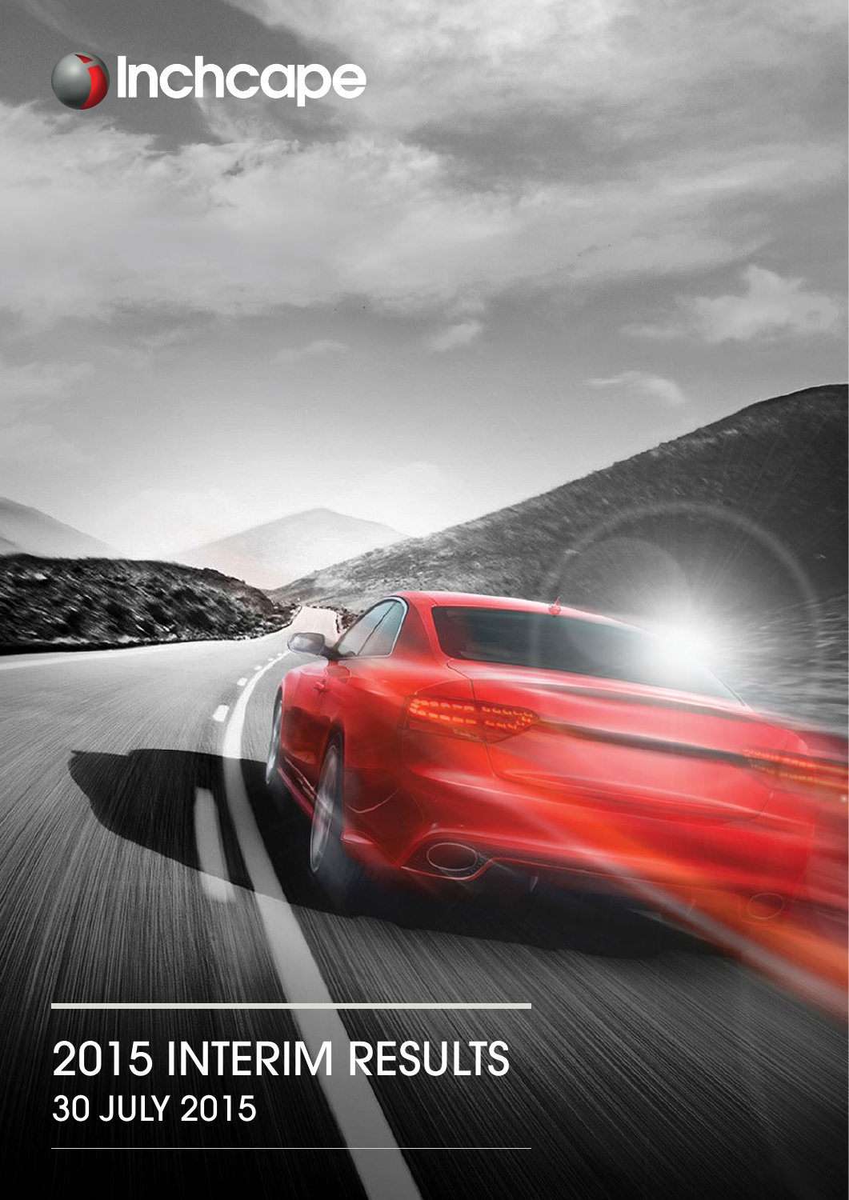Inchcape

# 2015 INTERIM RESULTS

30 JULY 2015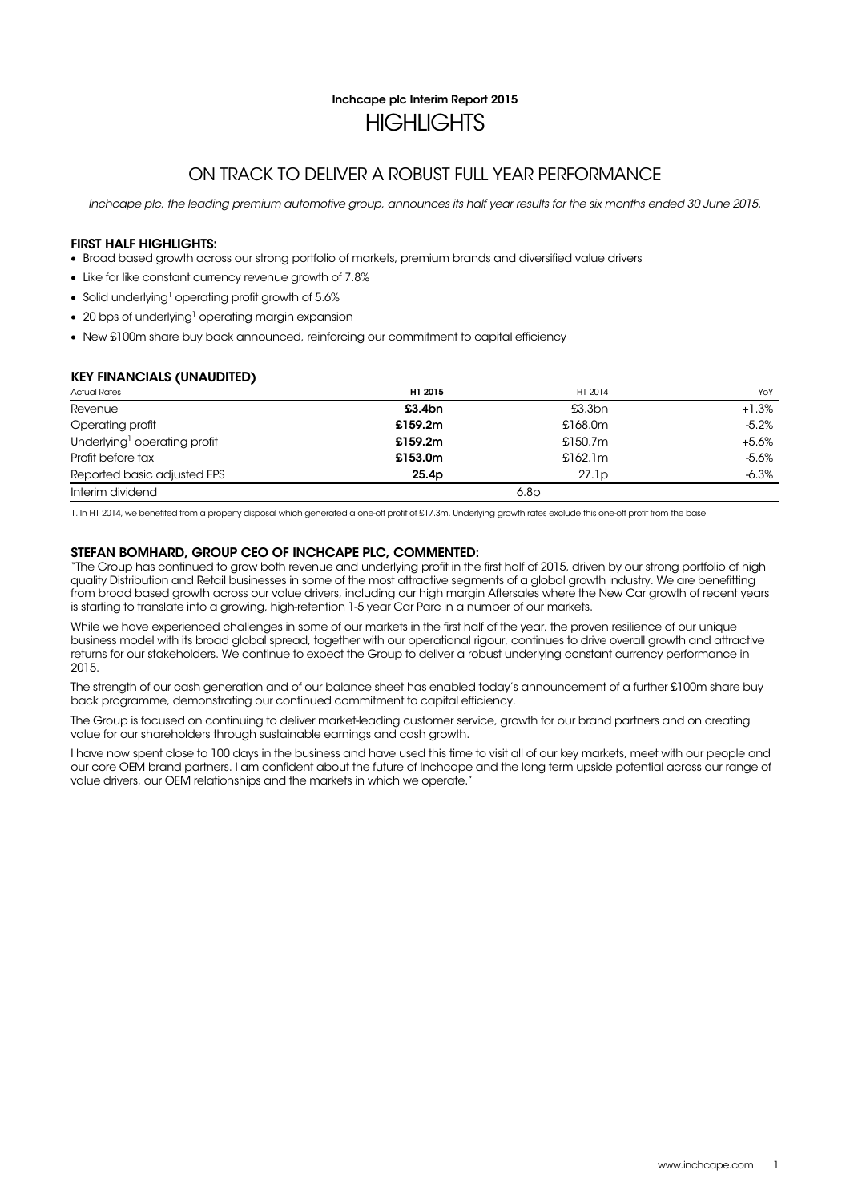Inchcape plc Interim Report 2015

# HIGHLIGHTS

## ON TRACK TO DELIVER A ROBUST FULL YEAR PERFORMANCE

*Inchcape plc, the leading premium automotive group, announces its half year results for the six months ended 30 June 2015.*

### FIRST HALF HIGHLIGHTS:

- Broad based growth across our strong portfolio of markets, premium brands and diversified value drivers
- Like for like constant currency revenue growth of 7.8%
- Solid underlying[1] operating profit growth of 5.6%
- 20 bps of underlying[1] operating margin expansion
- New £100m share buy back announced, reinforcing our commitment to capital efficiency

### KEY FINANCIALS (UNAUDITED)

| Actual Rates | H1 2015 | H1 2014 | YoY |
|---|---|---|---|
| Revenue | **£3.4bn** | £3.3bn | +1.3% |
| Operating profit | **£159.2m** | £168.0m | -5.2% |
| Underlying[1] operating profit | **£159.2m** | £150.7m | +5.6% |
| Profit before tax | **£153.0m** | £162.1m | -5.6% |
| Reported basic adjusted EPS | **25.4p** | 27.1p | -6.3% |
| Interim dividend | | 6.8p | |

1. In H1 2014, we benefited from a property disposal which generated a one-off profit of £17.3m. Underlying growth rates exclude this one-off profit from the base.

### STEFAN BOMHARD, GROUP CEO OF INCHCAPE PLC, COMMENTED:

"The Group has continued to grow both revenue and underlying profit in the first half of 2015, driven by our strong portfolio of high quality Distribution and Retail businesses in some of the most attractive segments of a global growth industry. We are benefitting from broad based growth across our value drivers, including our high margin Aftersales where the New Car growth of recent years is starting to translate into a growing, high-retention 1-5 year Car Parc in a number of our markets.

While we have experienced challenges in some of our markets in the first half of the year, the proven resilience of our unique business model with its broad global spread, together with our operational rigour, continues to drive overall growth and attractive returns for our stakeholders. We continue to expect the Group to deliver a robust underlying constant currency performance in 2015.

The strength of our cash generation and of our balance sheet has enabled today's announcement of a further £100m share buy back programme, demonstrating our continued commitment to capital efficiency.

The Group is focused on continuing to deliver market-leading customer service, growth for our brand partners and on creating value for our shareholders through sustainable earnings and cash growth.

I have now spent close to 100 days in the business and have used this time to visit all of our key markets, meet with our people and our core OEM brand partners. I am confident about the future of Inchcape and the long term upside potential across our range of value drivers, our OEM relationships and the markets in which we operate."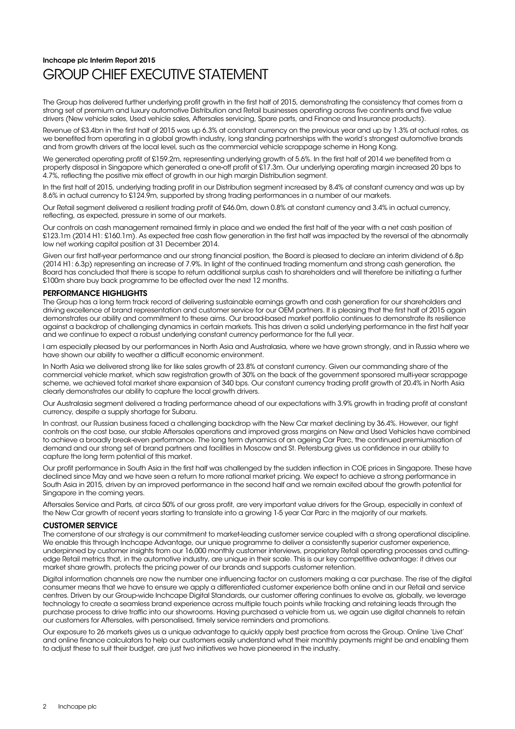Inchcape plc Interim Report 2015

# GROUP CHIEF EXECUTIVE STATEMENT

The Group has delivered further underlying profit growth in the first half of 2015, demonstrating the consistency that comes from a strong set of premium and luxury automotive Distribution and Retail businesses operating across five continents and five value drivers (New vehicle sales, Used vehicle sales, Aftersales servicing, Spare parts, and Finance and Insurance products).

Revenue of £3.4bn in the first half of 2015 was up 6.3% at constant currency on the previous year and up by 1.3% at actual rates, as we benefited from operating in a global growth industry, long standing partnerships with the world's strongest automotive brands and from growth drivers at the local level, such as the commercial vehicle scrappage scheme in Hong Kong.

We generated operating profit of £159.2m, representing underlying growth of 5.6%. In the first half of 2014 we benefited from a property disposal in Singapore which generated a one-off profit of £17.3m. Our underlying operating margin increased 20 bps to 4.7%, reflecting the positive mix effect of growth in our high margin Distribution segment.

In the first half of 2015, underlying trading profit in our Distribution segment increased by 8.4% at constant currency and was up by 8.6% in actual currency to £124.9m, supported by strong trading performances in a number of our markets.

Our Retail segment delivered a resilient trading profit of £46.0m, down 0.8% at constant currency and 3.4% in actual currency, reflecting, as expected, pressure in some of our markets.

Our controls on cash management remained firmly in place and we ended the first half of the year with a net cash position of £123.1m (2014 H1: £160.1m). As expected free cash flow generation in the first half was impacted by the reversal of the abnormally low net working capital position at 31 December 2014.

Given our first half-year performance and our strong financial position, the Board is pleased to declare an interim dividend of 6.8p (2014 H1: 6.3p) representing an increase of 7.9%. In light of the continued trading momentum and strong cash generation, the Board has concluded that there is scope to return additional surplus cash to shareholders and will therefore be initiating a further £100m share buy back programme to be effected over the next 12 months.

## PERFORMANCE HIGHLIGHTS

The Group has a long term track record of delivering sustainable earnings growth and cash generation for our shareholders and driving excellence of brand representation and customer service for our OEM partners. It is pleasing that the first half of 2015 again demonstrates our ability and commitment to these aims. Our broad-based market portfolio continues to demonstrate its resilience against a backdrop of challenging dynamics in certain markets. This has driven a solid underlying performance in the first half year and we continue to expect a robust underlying constant currency performance for the full year.

I am especially pleased by our performances in North Asia and Australasia, where we have grown strongly, and in Russia where we have shown our ability to weather a difficult economic environment.

In North Asia we delivered strong like for like sales growth of 23.8% at constant currency. Given our commanding share of the commercial vehicle market, which saw registration growth of 30% on the back of the government sponsored multi-year scrappage scheme, we achieved total market share expansion of 340 bps. Our constant currency trading profit growth of 20.4% in North Asia clearly demonstrates our ability to capture the local growth drivers.

Our Australasia segment delivered a trading performance ahead of our expectations with 3.9% growth in trading profit at constant currency, despite a supply shortage for Subaru.

In contrast, our Russian business faced a challenging backdrop with the New Car market declining by 36.4%. However, our tight controls on the cost base, our stable Aftersales operations and improved gross margins on New and Used Vehicles have combined to achieve a broadly break-even performance. The long term dynamics of an ageing Car Parc, the continued premiumisation of demand and our strong set of brand partners and facilities in Moscow and St. Petersburg gives us confidence in our ability to capture the long term potential of this market.

Our profit performance in South Asia in the first half was challenged by the sudden inflection in COE prices in Singapore. These have declined since May and we have seen a return to more rational market pricing. We expect to achieve a strong performance in South Asia in 2015, driven by an improved performance in the second half and we remain excited about the growth potential for Singapore in the coming years.

Aftersales Service and Parts, at circa 50% of our gross profit, are very important value drivers for the Group, especially in context of the New Car growth of recent years starting to translate into a growing 1-5 year Car Parc in the majority of our markets.

## CUSTOMER SERVICE

The cornerstone of our strategy is our commitment to market-leading customer service coupled with a strong operational discipline. We enable this through Inchcape Advantage, our unique programme to deliver a consistently superior customer experience, underpinned by customer insights from our 16,000 monthly customer interviews, proprietary Retail operating processes and cutting-edge Retail metrics that, in the automotive industry, are unique in their scale. This is our key competitive advantage: it drives our market share growth, protects the pricing power of our brands and supports customer retention.

Digital information channels are now the number one influencing factor on customers making a car purchase. The rise of the digital consumer means that we have to ensure we apply a differentiated customer experience both online and in our Retail and service centres. Driven by our Group-wide Inchcape Digital Standards, our customer offering continues to evolve as, globally, we leverage technology to create a seamless brand experience across multiple touch points while tracking and retaining leads through the purchase process to drive traffic into our showrooms. Having purchased a vehicle from us, we again use digital channels to retain our customers for Aftersales, with personalised, timely service reminders and promotions.

Our exposure to 26 markets gives us a unique advantage to quickly apply best practice from across the Group. Online 'Live Chat' and online finance calculators to help our customers easily understand what their monthly payments might be and enabling them to adjust these to suit their budget, are just two initiatives we have pioneered in the industry.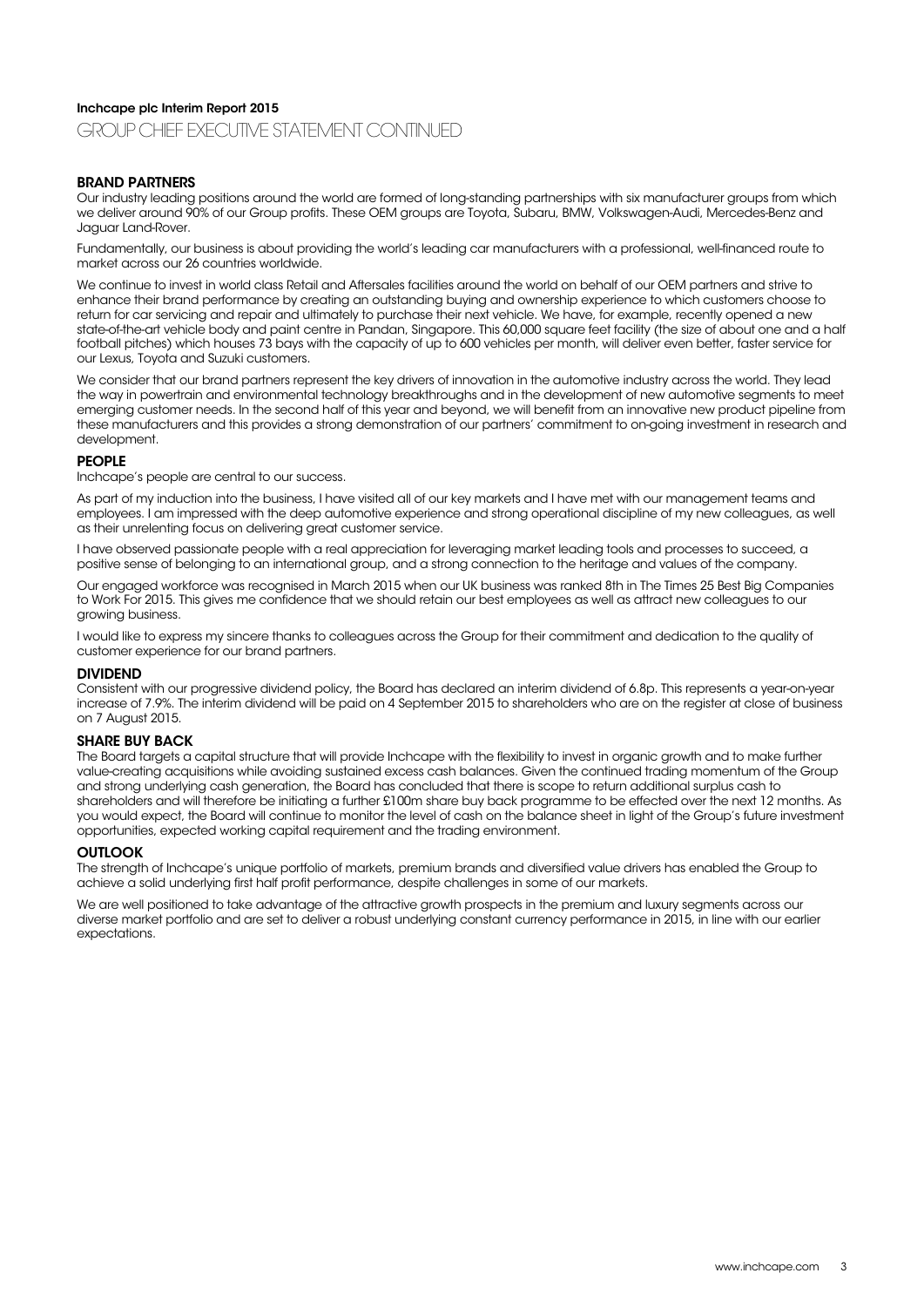## GROUP CHIEF EXECUTIVE STATEMENT CONTINUED

### BRAND PARTNERS

Our industry leading positions around the world are formed of long-standing partnerships with six manufacturer groups from which we deliver around 90% of our Group profits. These OEM groups are Toyota, Subaru, BMW, Volkswagen-Audi, Mercedes-Benz and Jaguar Land-Rover.

Fundamentally, our business is about providing the world's leading car manufacturers with a professional, well-financed route to market across our 26 countries worldwide.

We continue to invest in world class Retail and Aftersales facilities around the world on behalf of our OEM partners and strive to enhance their brand performance by creating an outstanding buying and ownership experience to which customers choose to return for car servicing and repair and ultimately to purchase their next vehicle. We have, for example, recently opened a new state-of-the-art vehicle body and paint centre in Pandan, Singapore. This 60,000 square feet facility (the size of about one and a half football pitches) which houses 73 bays with the capacity of up to 600 vehicles per month, will deliver even better, faster service for our Lexus, Toyota and Suzuki customers.

We consider that our brand partners represent the key drivers of innovation in the automotive industry across the world. They lead the way in powertrain and environmental technology breakthroughs and in the development of new automotive segments to meet emerging customer needs. In the second half of this year and beyond, we will benefit from an innovative new product pipeline from these manufacturers and this provides a strong demonstration of our partners' commitment to on-going investment in research and development.

### PEOPLE

Inchcape's people are central to our success.

As part of my induction into the business, I have visited all of our key markets and I have met with our management teams and employees. I am impressed with the deep automotive experience and strong operational discipline of my new colleagues, as well as their unrelenting focus on delivering great customer service.

I have observed passionate people with a real appreciation for leveraging market leading tools and processes to succeed, a positive sense of belonging to an international group, and a strong connection to the heritage and values of the company.

Our engaged workforce was recognised in March 2015 when our UK business was ranked 8th in The Times 25 Best Big Companies to Work For 2015. This gives me confidence that we should retain our best employees as well as attract new colleagues to our growing business.

I would like to express my sincere thanks to colleagues across the Group for their commitment and dedication to the quality of customer experience for our brand partners.

### DIVIDEND

Consistent with our progressive dividend policy, the Board has declared an interim dividend of 6.8p. This represents a year-on-year increase of 7.9%. The interim dividend will be paid on 4 September 2015 to shareholders who are on the register at close of business on 7 August 2015.

### SHARE BUY BACK

The Board targets a capital structure that will provide Inchcape with the flexibility to invest in organic growth and to make further value-creating acquisitions while avoiding sustained excess cash balances. Given the continued trading momentum of the Group and strong underlying cash generation, the Board has concluded that there is scope to return additional surplus cash to shareholders and will therefore be initiating a further £100m share buy back programme to be effected over the next 12 months. As you would expect, the Board will continue to monitor the level of cash on the balance sheet in light of the Group's future investment opportunities, expected working capital requirement and the trading environment.

### OUTLOOK

The strength of Inchcape's unique portfolio of markets, premium brands and diversified value drivers has enabled the Group to achieve a solid underlying first half profit performance, despite challenges in some of our markets.

We are well positioned to take advantage of the attractive growth prospects in the premium and luxury segments across our diverse market portfolio and are set to deliver a robust underlying constant currency performance in 2015, in line with our earlier expectations.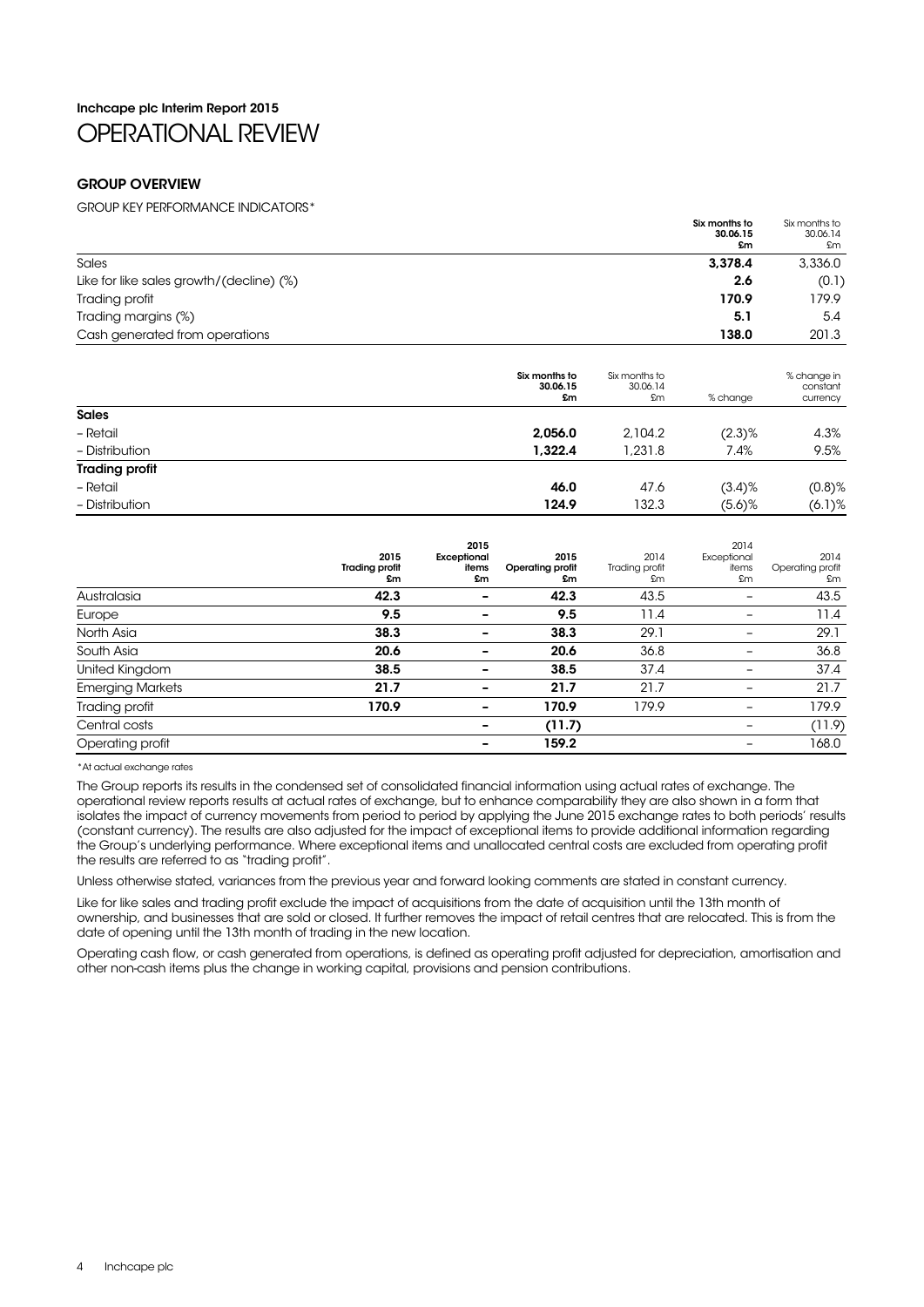Inchcape plc Interim Report 2015

# OPERATIONAL REVIEW

## GROUP OVERVIEW

GROUP KEY PERFORMANCE INDICATORS*

| | Six months to 30.06.15 £m | Six months to 30.06.14 £m |
|---|---|---|
| Sales | **3,378.4** | 3,336.0 |
| Like for like sales growth/(decline) (%) | **2.6** | (0.1) |
| Trading profit | **170.9** | 179.9 |
| Trading margins (%) | **5.1** | 5.4 |
| Cash generated from operations | **138.0** | 201.3 |

| | Six months to 30.06.15 £m | Six months to 30.06.14 £m | % change | % change in constant currency |
|---|---|---|---|---|
| **Sales** | | | | |
| – Retail | **2,056.0** | 2,104.2 | (2.3)% | 4.3% |
| – Distribution | **1,322.4** | 1,231.8 | 7.4% | 9.5% |
| **Trading profit** | | | | |
| – Retail | **46.0** | 47.6 | (3.4)% | (0.8)% |
| – Distribution | **124.9** | 132.3 | (5.6)% | (6.1)% |

| | 2015 Trading profit £m | 2015 Exceptional items £m | 2015 Operating profit £m | 2014 Trading profit £m | 2014 Exceptional items £m | 2014 Operating profit £m |
|---|---|---|---|---|---|---|
| Australasia | **42.3** | **–** | **42.3** | 43.5 | – | 43.5 |
| Europe | **9.5** | **–** | **9.5** | 11.4 | – | 11.4 |
| North Asia | **38.3** | **–** | **38.3** | 29.1 | – | 29.1 |
| South Asia | **20.6** | **–** | **20.6** | 36.8 | – | 36.8 |
| United Kingdom | **38.5** | **–** | **38.5** | 37.4 | – | 37.4 |
| Emerging Markets | **21.7** | **–** | **21.7** | 21.7 | – | 21.7 |
| Trading profit | **170.9** | **–** | **170.9** | 179.9 | – | 179.9 |
| Central costs | | **–** | **(11.7)** | | – | (11.9) |
| Operating profit | | **–** | **159.2** | | – | 168.0 |

*At actual exchange rates

The Group reports its results in the condensed set of consolidated financial information using actual rates of exchange. The operational review reports results at actual rates of exchange, but to enhance comparability they are also shown in a form that isolates the impact of currency movements from period to period by applying the June 2015 exchange rates to both periods' results (constant currency). The results are also adjusted for the impact of exceptional items to provide additional information regarding the Group's underlying performance. Where exceptional items and unallocated central costs are excluded from operating profit the results are referred to as "trading profit".

Unless otherwise stated, variances from the previous year and forward looking comments are stated in constant currency.

Like for like sales and trading profit exclude the impact of acquisitions from the date of acquisition until the 13th month of ownership, and businesses that are sold or closed. It further removes the impact of retail centres that are relocated. This is from the date of opening until the 13th month of trading in the new location.

Operating cash flow, or cash generated from operations, is defined as operating profit adjusted for depreciation, amortisation and other non-cash items plus the change in working capital, provisions and pension contributions.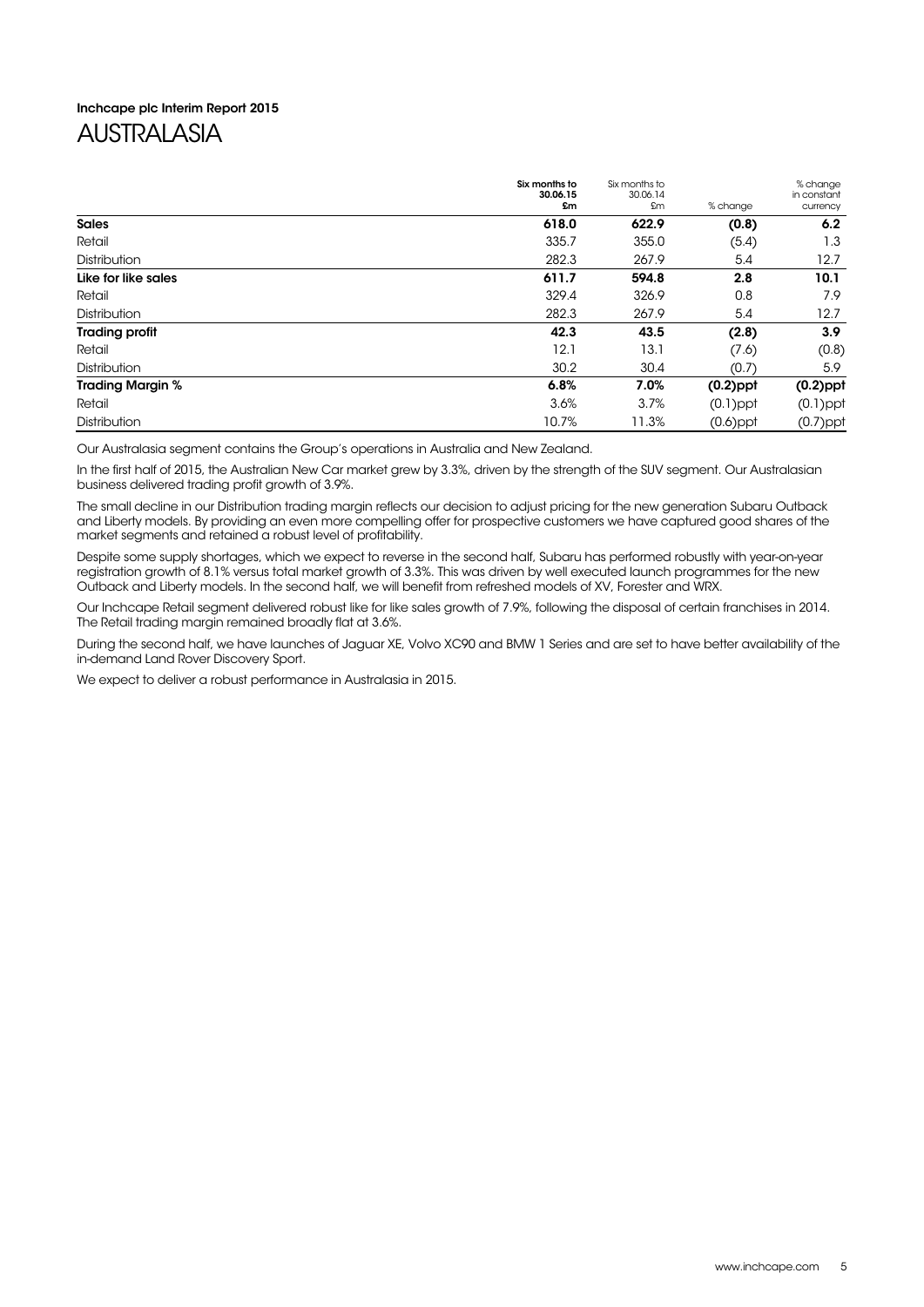# AUSTRALASIA

| | Six months to 30.06.15 £m | Six months to 30.06.14 £m | % change | % change in constant currency |
|---|---|---|---|---|
| **Sales** | **618.0** | **622.9** | **(0.8)** | **6.2** |
| Retail | 335.7 | 355.0 | (5.4) | 1.3 |
| Distribution | 282.3 | 267.9 | 5.4 | 12.7 |
| **Like for like sales** | **611.7** | **594.8** | **2.8** | **10.1** |
| Retail | 329.4 | 326.9 | 0.8 | 7.9 |
| Distribution | 282.3 | 267.9 | 5.4 | 12.7 |
| **Trading profit** | **42.3** | **43.5** | **(2.8)** | **3.9** |
| Retail | 12.1 | 13.1 | (7.6) | (0.8) |
| Distribution | 30.2 | 30.4 | (0.7) | 5.9 |
| **Trading Margin %** | **6.8%** | **7.0%** | **(0.2)ppt** | **(0.2)ppt** |
| Retail | 3.6% | 3.7% | (0.1)ppt | (0.1)ppt |
| Distribution | 10.7% | 11.3% | (0.6)ppt | (0.7)ppt |

Our Australasia segment contains the Group's operations in Australia and New Zealand.

In the first half of 2015, the Australian New Car market grew by 3.3%, driven by the strength of the SUV segment. Our Australasian business delivered trading profit growth of 3.9%.

The small decline in our Distribution trading margin reflects our decision to adjust pricing for the new generation Subaru Outback and Liberty models. By providing an even more compelling offer for prospective customers we have captured good shares of the market segments and retained a robust level of profitability.

Despite some supply shortages, which we expect to reverse in the second half, Subaru has performed robustly with year-on-year registration growth of 8.1% versus total market growth of 3.3%. This was driven by well executed launch programmes for the new Outback and Liberty models. In the second half, we will benefit from refreshed models of XV, Forester and WRX.

Our Inchcape Retail segment delivered robust like for like sales growth of 7.9%, following the disposal of certain franchises in 2014. The Retail trading margin remained broadly flat at 3.6%.

During the second half, we have launches of Jaguar XE, Volvo XC90 and BMW 1 Series and are set to have better availability of the in-demand Land Rover Discovery Sport.

We expect to deliver a robust performance in Australasia in 2015.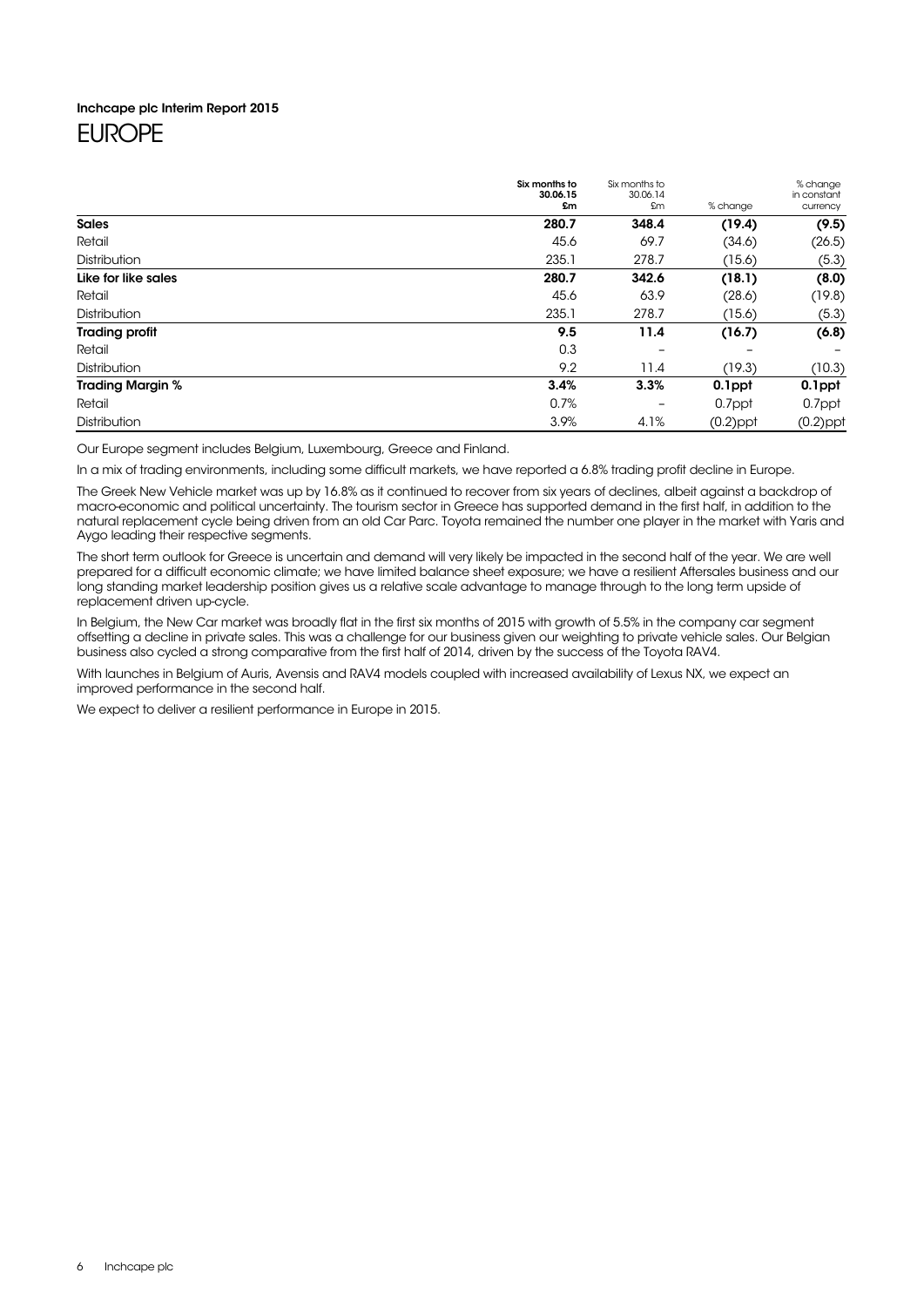Inchcape plc Interim Report 2015

# EUROPE

| | **Six months to 30.06.15 £m** | Six months to 30.06.14 £m | % change | % change in constant currency |
|---|---|---|---|---|
| **Sales** | **280.7** | **348.4** | **(19.4)** | **(9.5)** |
| Retail | 45.6 | 69.7 | (34.6) | (26.5) |
| Distribution | 235.1 | 278.7 | (15.6) | (5.3) |
| **Like for like sales** | **280.7** | **342.6** | **(18.1)** | **(8.0)** |
| Retail | 45.6 | 63.9 | (28.6) | (19.8) |
| Distribution | 235.1 | 278.7 | (15.6) | (5.3) |
| **Trading profit** | **9.5** | **11.4** | **(16.7)** | **(6.8)** |
| Retail | 0.3 | – | – | – |
| Distribution | 9.2 | 11.4 | (19.3) | (10.3) |
| **Trading Margin %** | **3.4%** | **3.3%** | **0.1ppt** | **0.1ppt** |
| Retail | 0.7% | – | 0.7ppt | 0.7ppt |
| Distribution | 3.9% | 4.1% | (0.2)ppt | (0.2)ppt |

Our Europe segment includes Belgium, Luxembourg, Greece and Finland.

In a mix of trading environments, including some difficult markets, we have reported a 6.8% trading profit decline in Europe.

The Greek New Vehicle market was up by 16.8% as it continued to recover from six years of declines, albeit against a backdrop of macro-economic and political uncertainty. The tourism sector in Greece has supported demand in the first half, in addition to the natural replacement cycle being driven from an old Car Parc. Toyota remained the number one player in the market with Yaris and Aygo leading their respective segments.

The short term outlook for Greece is uncertain and demand will very likely be impacted in the second half of the year. We are well prepared for a difficult economic climate; we have limited balance sheet exposure; we have a resilient Aftersales business and our long standing market leadership position gives us a relative scale advantage to manage through to the long term upside of replacement driven up-cycle.

In Belgium, the New Car market was broadly flat in the first six months of 2015 with growth of 5.5% in the company car segment offsetting a decline in private sales. This was a challenge for our business given our weighting to private vehicle sales. Our Belgian business also cycled a strong comparative from the first half of 2014, driven by the success of the Toyota RAV4.

With launches in Belgium of Auris, Avensis and RAV4 models coupled with increased availability of Lexus NX, we expect an improved performance in the second half.

We expect to deliver a resilient performance in Europe in 2015.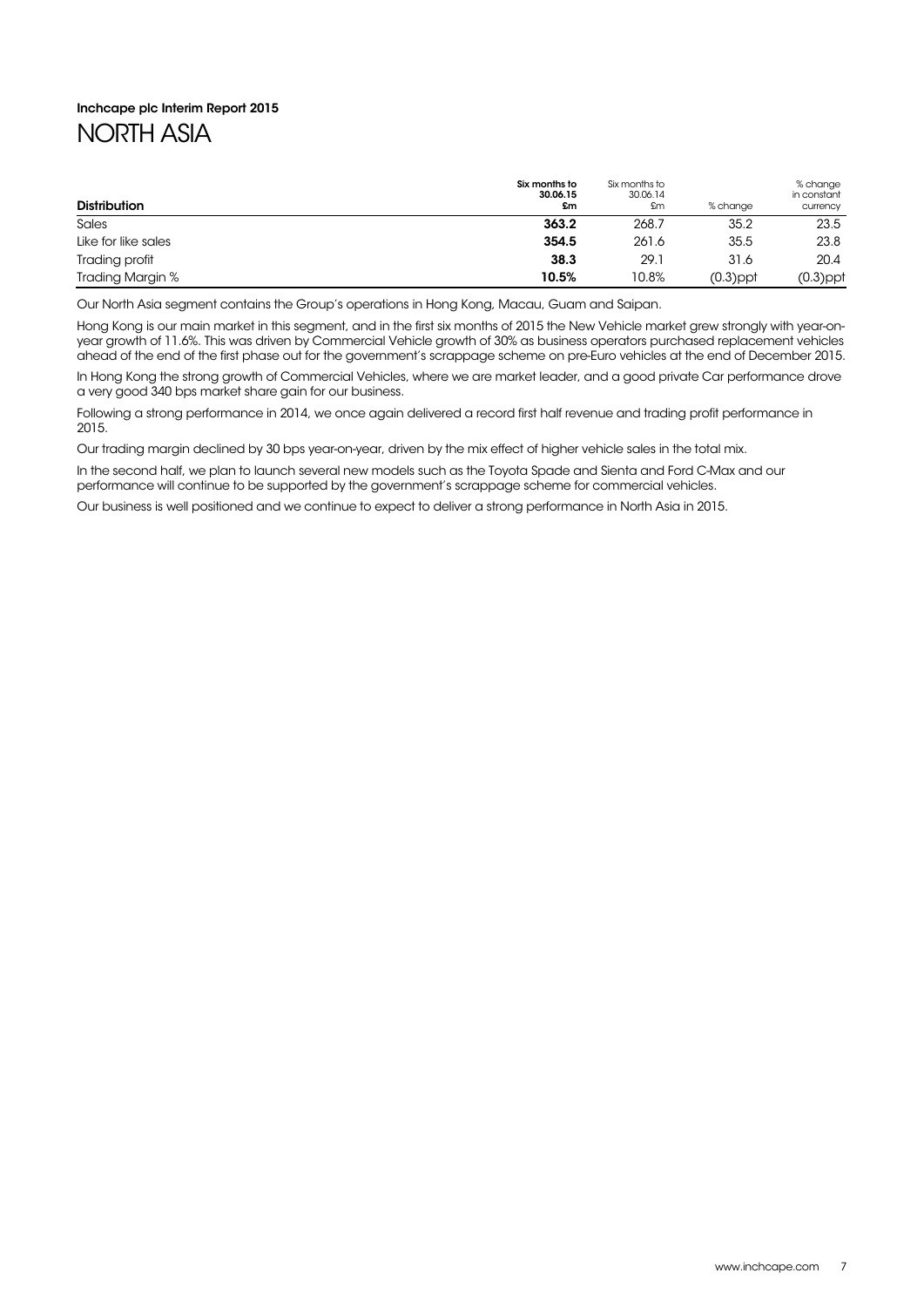# NORTH ASIA

| Distribution | Six months to 30.06.15 £m | Six months to 30.06.14 £m | % change | % change in constant currency |
|---|---|---|---|---|
| Sales | **363.2** | 268.7 | 35.2 | 23.5 |
| Like for like sales | **354.5** | 261.6 | 35.5 | 23.8 |
| Trading profit | **38.3** | 29.1 | 31.6 | 20.4 |
| Trading Margin % | **10.5%** | 10.8% | (0.3)ppt | (0.3)ppt |

Our North Asia segment contains the Group's operations in Hong Kong, Macau, Guam and Saipan.

Hong Kong is our main market in this segment, and in the first six months of 2015 the New Vehicle market grew strongly with year-on-year growth of 11.6%. This was driven by Commercial Vehicle growth of 30% as business operators purchased replacement vehicles ahead of the end of the first phase out for the government's scrappage scheme on pre-Euro vehicles at the end of December 2015.

In Hong Kong the strong growth of Commercial Vehicles, where we are market leader, and a good private Car performance drove a very good 340 bps market share gain for our business.

Following a strong performance in 2014, we once again delivered a record first half revenue and trading profit performance in 2015.

Our trading margin declined by 30 bps year-on-year, driven by the mix effect of higher vehicle sales in the total mix.

In the second half, we plan to launch several new models such as the Toyota Spade and Sienta and Ford C-Max and our performance will continue to be supported by the government's scrappage scheme for commercial vehicles.

Our business is well positioned and we continue to expect to deliver a strong performance in North Asia in 2015.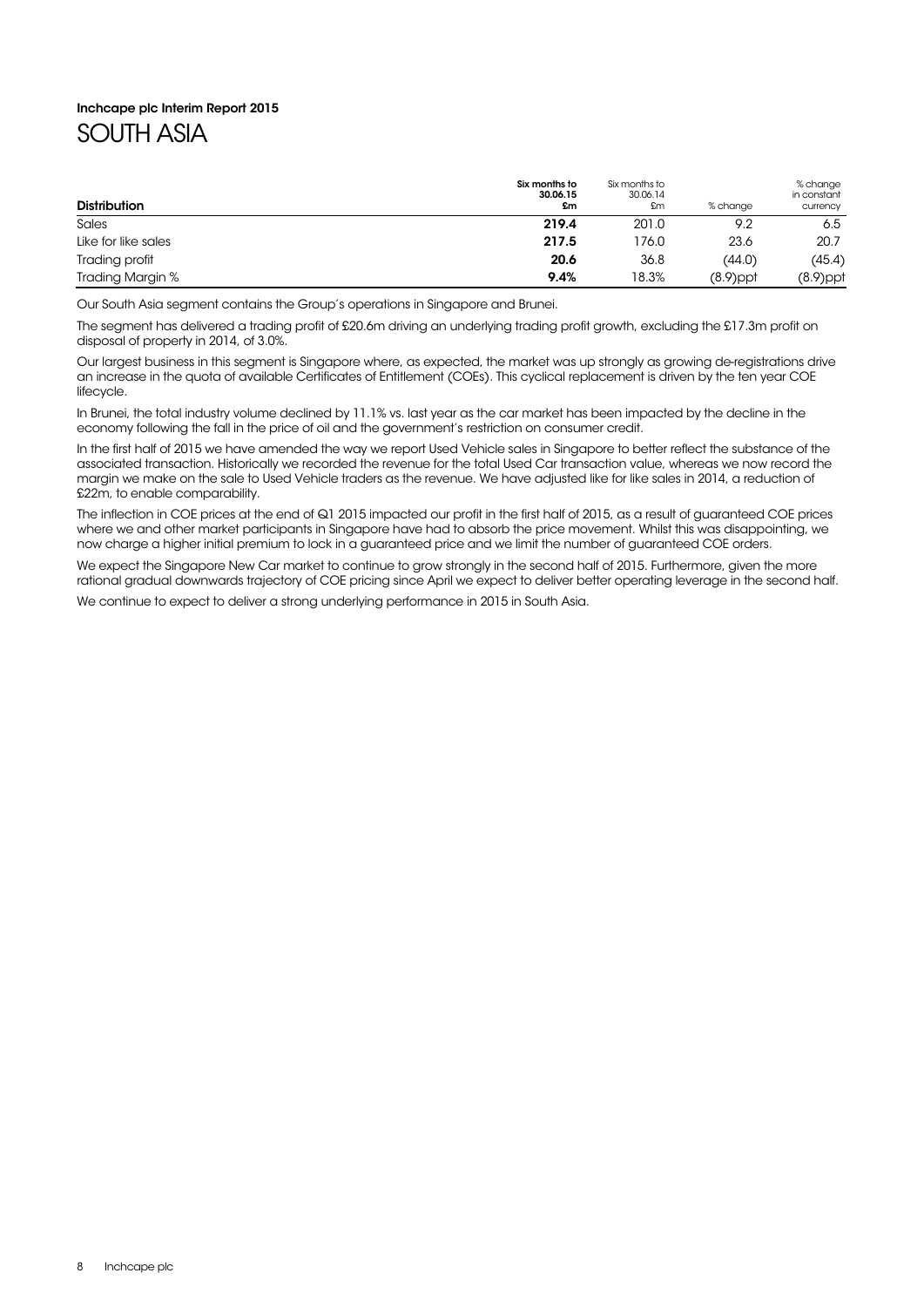Inchcape plc Interim Report 2015

# SOUTH ASIA

| Distribution | Six months to 30.06.15 £m | Six months to 30.06.14 £m | % change | % change in constant currency |
|---|---|---|---|---|
| Sales | **219.4** | 201.0 | 9.2 | 6.5 |
| Like for like sales | **217.5** | 176.0 | 23.6 | 20.7 |
| Trading profit | **20.6** | 36.8 | (44.0) | (45.4) |
| Trading Margin % | **9.4%** | 18.3% | (8.9)ppt | (8.9)ppt |

Our South Asia segment contains the Group's operations in Singapore and Brunei.

The segment has delivered a trading profit of £20.6m driving an underlying trading profit growth, excluding the £17.3m profit on disposal of property in 2014, of 3.0%.

Our largest business in this segment is Singapore where, as expected, the market was up strongly as growing de-registrations drive an increase in the quota of available Certificates of Entitlement (COEs). This cyclical replacement is driven by the ten year COE lifecycle.

In Brunei, the total industry volume declined by 11.1% vs. last year as the car market has been impacted by the decline in the economy following the fall in the price of oil and the government's restriction on consumer credit.

In the first half of 2015 we have amended the way we report Used Vehicle sales in Singapore to better reflect the substance of the associated transaction. Historically we recorded the revenue for the total Used Car transaction value, whereas we now record the margin we make on the sale to Used Vehicle traders as the revenue. We have adjusted like for like sales in 2014, a reduction of £22m, to enable comparability.

The inflection in COE prices at the end of Q1 2015 impacted our profit in the first half of 2015, as a result of guaranteed COE prices where we and other market participants in Singapore have had to absorb the price movement. Whilst this was disappointing, we now charge a higher initial premium to lock in a guaranteed price and we limit the number of guaranteed COE orders.

We expect the Singapore New Car market to continue to grow strongly in the second half of 2015. Furthermore, given the more rational gradual downwards trajectory of COE pricing since April we expect to deliver better operating leverage in the second half.

We continue to expect to deliver a strong underlying performance in 2015 in South Asia.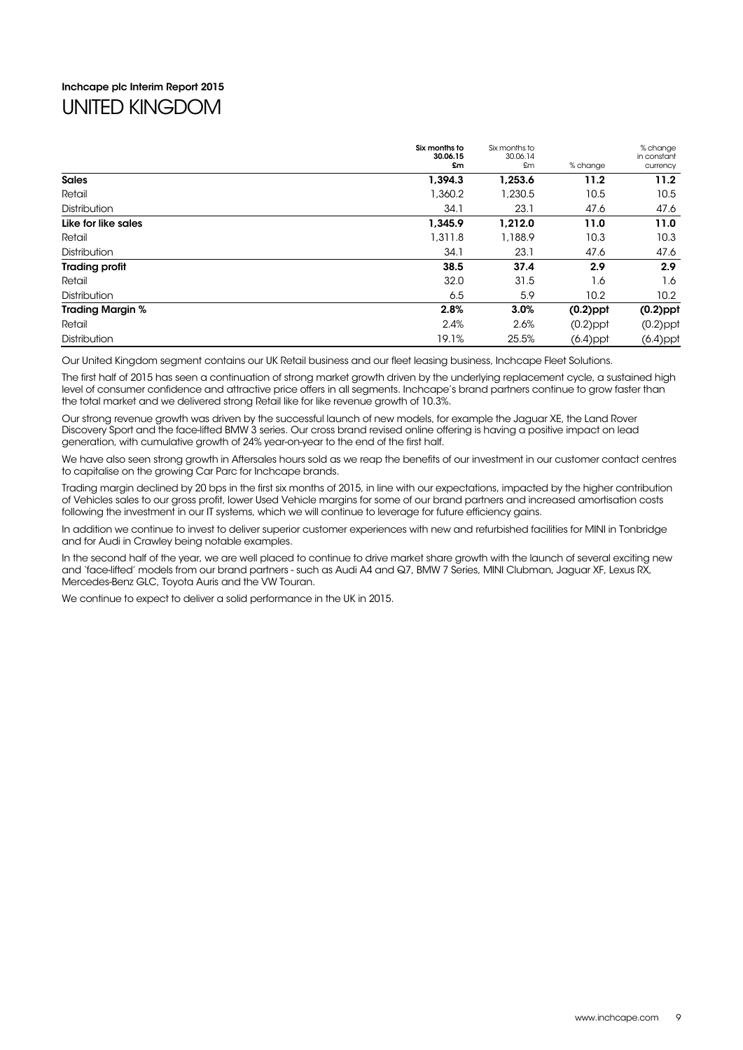Inchcape plc Interim Report 2015

# UNITED KINGDOM

| | Six months to 30.06.15 £m | Six months to 30.06.14 £m | % change | % change in constant currency |
|---|---|---|---|---|
| **Sales** | **1,394.3** | **1,253.6** | **11.2** | **11.2** |
| Retail | 1,360.2 | 1,230.5 | 10.5 | 10.5 |
| Distribution | 34.1 | 23.1 | 47.6 | 47.6 |
| **Like for like sales** | **1,345.9** | **1,212.0** | **11.0** | **11.0** |
| Retail | 1,311.8 | 1,188.9 | 10.3 | 10.3 |
| Distribution | 34.1 | 23.1 | 47.6 | 47.6 |
| **Trading profit** | **38.5** | **37.4** | **2.9** | **2.9** |
| Retail | 32.0 | 31.5 | 1.6 | 1.6 |
| Distribution | 6.5 | 5.9 | 10.2 | 10.2 |
| **Trading Margin %** | **2.8%** | **3.0%** | **(0.2)ppt** | **(0.2)ppt** |
| Retail | 2.4% | 2.6% | (0.2)ppt | (0.2)ppt |
| Distribution | 19.1% | 25.5% | (6.4)ppt | (6.4)ppt |

Our United Kingdom segment contains our UK Retail business and our fleet leasing business, Inchcape Fleet Solutions.

The first half of 2015 has seen a continuation of strong market growth driven by the underlying replacement cycle, a sustained high level of consumer confidence and attractive price offers in all segments. Inchcape's brand partners continue to grow faster than the total market and we delivered strong Retail like for like revenue growth of 10.3%.

Our strong revenue growth was driven by the successful launch of new models, for example the Jaguar XE, the Land Rover Discovery Sport and the face-lifted BMW 3 series. Our cross brand revised online offering is having a positive impact on lead generation, with cumulative growth of 24% year-on-year to the end of the first half.

We have also seen strong growth in Aftersales hours sold as we reap the benefits of our investment in our customer contact centres to capitalise on the growing Car Parc for Inchcape brands.

Trading margin declined by 20 bps in the first six months of 2015, in line with our expectations, impacted by the higher contribution of Vehicles sales to our gross profit, lower Used Vehicle margins for some of our brand partners and increased amortisation costs following the investment in our IT systems, which we will continue to leverage for future efficiency gains.

In addition we continue to invest to deliver superior customer experiences with new and refurbished facilities for MINI in Tonbridge and for Audi in Crawley being notable examples.

In the second half of the year, we are well placed to continue to drive market share growth with the launch of several exciting new and 'face-lifted' models from our brand partners - such as Audi A4 and Q7, BMW 7 Series, MINI Clubman, Jaguar XF, Lexus RX, Mercedes-Benz GLC, Toyota Auris and the VW Touran.

We continue to expect to deliver a solid performance in the UK in 2015.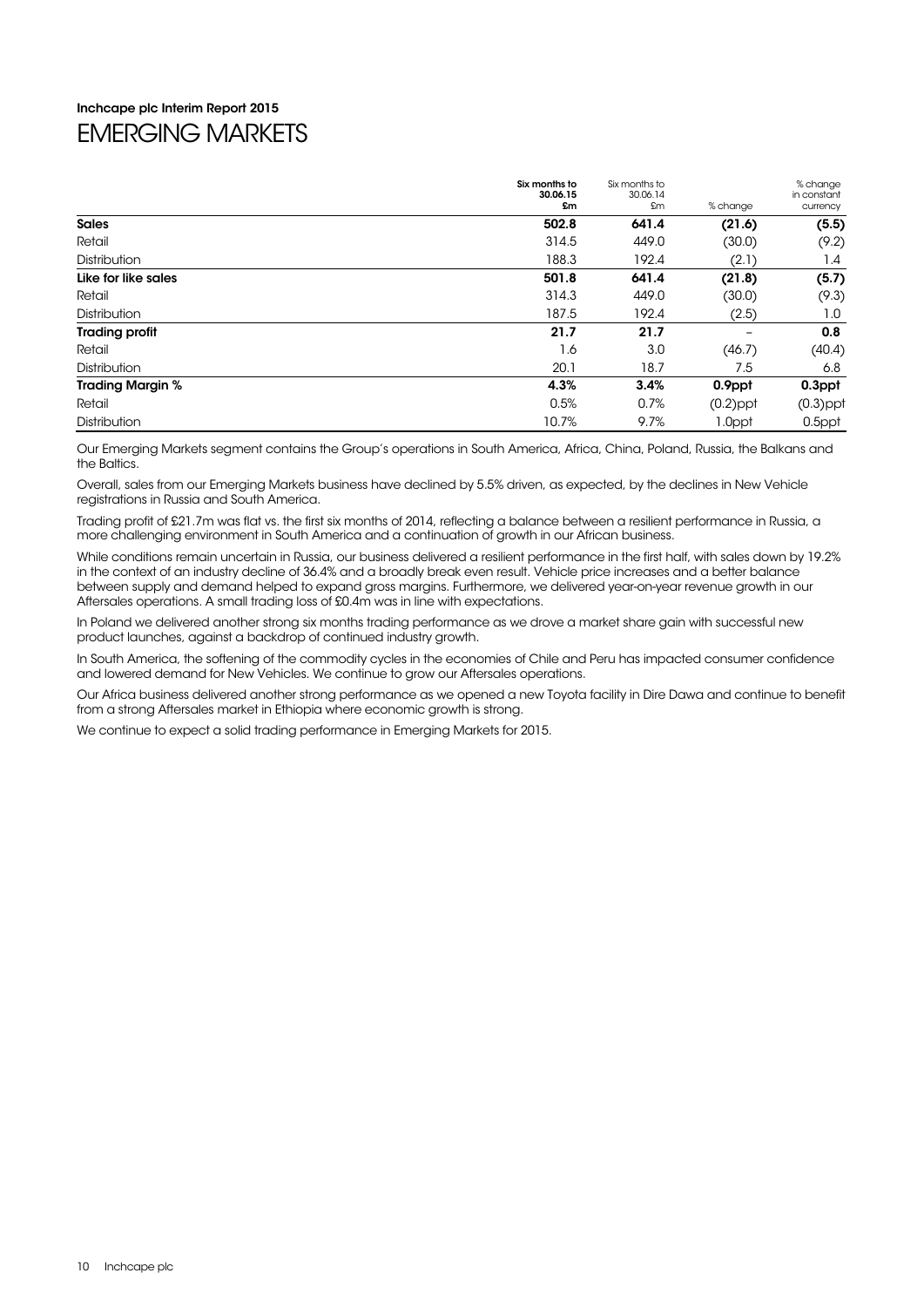**Inchcape plc Interim Report 2015**

# EMERGING MARKETS

| | Six months to 30.06.15 £m | Six months to 30.06.14 £m | % change | % change in constant currency |
|---|---|---|---|---|
| **Sales** | **502.8** | **641.4** | **(21.6)** | **(5.5)** |
| Retail | 314.5 | 449.0 | (30.0) | (9.2) |
| Distribution | 188.3 | 192.4 | (2.1) | 1.4 |
| **Like for like sales** | **501.8** | **641.4** | **(21.8)** | **(5.7)** |
| Retail | 314.3 | 449.0 | (30.0) | (9.3) |
| Distribution | 187.5 | 192.4 | (2.5) | 1.0 |
| **Trading profit** | **21.7** | **21.7** | **–** | **0.8** |
| Retail | 1.6 | 3.0 | (46.7) | (40.4) |
| Distribution | 20.1 | 18.7 | 7.5 | 6.8 |
| **Trading Margin %** | **4.3%** | **3.4%** | **0.9ppt** | **0.3ppt** |
| Retail | 0.5% | 0.7% | (0.2)ppt | (0.3)ppt |
| Distribution | 10.7% | 9.7% | 1.0ppt | 0.5ppt |

Our Emerging Markets segment contains the Group's operations in South America, Africa, China, Poland, Russia, the Balkans and the Baltics.

Overall, sales from our Emerging Markets business have declined by 5.5% driven, as expected, by the declines in New Vehicle registrations in Russia and South America.

Trading profit of £21.7m was flat vs. the first six months of 2014, reflecting a balance between a resilient performance in Russia, a more challenging environment in South America and a continuation of growth in our African business.

While conditions remain uncertain in Russia, our business delivered a resilient performance in the first half, with sales down by 19.2% in the context of an industry decline of 36.4% and a broadly break even result. Vehicle price increases and a better balance between supply and demand helped to expand gross margins. Furthermore, we delivered year-on-year revenue growth in our Aftersales operations. A small trading loss of £0.4m was in line with expectations.

In Poland we delivered another strong six months trading performance as we drove a market share gain with successful new product launches, against a backdrop of continued industry growth.

In South America, the softening of the commodity cycles in the economies of Chile and Peru has impacted consumer confidence and lowered demand for New Vehicles. We continue to grow our Aftersales operations.

Our Africa business delivered another strong performance as we opened a new Toyota facility in Dire Dawa and continue to benefit from a strong Aftersales market in Ethiopia where economic growth is strong.

We continue to expect a solid trading performance in Emerging Markets for 2015.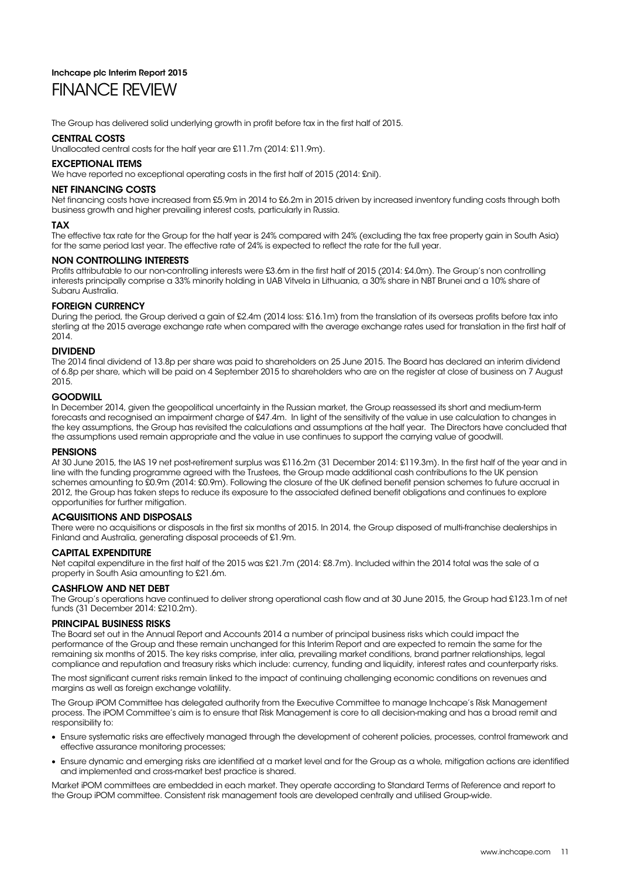Inchcape plc Interim Report 2015

# FINANCE REVIEW

The Group has delivered solid underlying growth in profit before tax in the first half of 2015.

## CENTRAL COSTS

Unallocated central costs for the half year are £11.7m (2014: £11.9m).

## EXCEPTIONAL ITEMS

We have reported no exceptional operating costs in the first half of 2015 (2014: £nil).

## NET FINANCING COSTS

Net financing costs have increased from £5.9m in 2014 to £6.2m in 2015 driven by increased inventory funding costs through both business growth and higher prevailing interest costs, particularly in Russia.

## TAX

The effective tax rate for the Group for the half year is 24% compared with 24% (excluding the tax free property gain in South Asia) for the same period last year. The effective rate of 24% is expected to reflect the rate for the full year.

## NON CONTROLLING INTERESTS

Profits attributable to our non-controlling interests were £3.6m in the first half of 2015 (2014: £4.0m). The Group's non controlling interests principally comprise a 33% minority holding in UAB Vitvela in Lithuania, a 30% share in NBT Brunei and a 10% share of Subaru Australia.

## FOREIGN CURRENCY

During the period, the Group derived a gain of £2.4m (2014 loss: £16.1m) from the translation of its overseas profits before tax into sterling at the 2015 average exchange rate when compared with the average exchange rates used for translation in the first half of 2014.

## DIVIDEND

The 2014 final dividend of 13.8p per share was paid to shareholders on 25 June 2015. The Board has declared an interim dividend of 6.8p per share, which will be paid on 4 September 2015 to shareholders who are on the register at close of business on 7 August 2015.

## GOODWILL

In December 2014, given the geopolitical uncertainty in the Russian market, the Group reassessed its short and medium-term forecasts and recognised an impairment charge of £47.4m. In light of the sensitivity of the value in use calculation to changes in the key assumptions, the Group has revisited the calculations and assumptions at the half year. The Directors have concluded that the assumptions used remain appropriate and the value in use continues to support the carrying value of goodwill.

## PENSIONS

At 30 June 2015, the IAS 19 net post-retirement surplus was £116.2m (31 December 2014: £119.3m). In the first half of the year and in line with the funding programme agreed with the Trustees, the Group made additional cash contributions to the UK pension schemes amounting to £0.9m (2014: £0.9m). Following the closure of the UK defined benefit pension schemes to future accrual in 2012, the Group has taken steps to reduce its exposure to the associated defined benefit obligations and continues to explore opportunities for further mitigation.

## ACQUISITIONS AND DISPOSALS

There were no acquisitions or disposals in the first six months of 2015. In 2014, the Group disposed of multi-franchise dealerships in Finland and Australia, generating disposal proceeds of £1.9m.

## CAPITAL EXPENDITURE

Net capital expenditure in the first half of the 2015 was £21.7m (2014: £8.7m). Included within the 2014 total was the sale of a property in South Asia amounting to £21.6m.

## CASHFLOW AND NET DEBT

The Group's operations have continued to deliver strong operational cash flow and at 30 June 2015, the Group had £123.1m of net funds (31 December 2014: £210.2m).

## PRINCIPAL BUSINESS RISKS

The Board set out in the Annual Report and Accounts 2014 a number of principal business risks which could impact the performance of the Group and these remain unchanged for this Interim Report and are expected to remain the same for the remaining six months of 2015. The key risks comprise, inter alia, prevailing market conditions, brand partner relationships, legal compliance and reputation and treasury risks which include: currency, funding and liquidity, interest rates and counterparty risks.

The most significant current risks remain linked to the impact of continuing challenging economic conditions on revenues and margins as well as foreign exchange volatility.

The Group iPOM Committee has delegated authority from the Executive Committee to manage Inchcape's Risk Management process. The iPOM Committee's aim is to ensure that Risk Management is core to all decision-making and has a broad remit and responsibility to:

- Ensure systematic risks are effectively managed through the development of coherent policies, processes, control framework and effective assurance monitoring processes;
- Ensure dynamic and emerging risks are identified at a market level and for the Group as a whole, mitigation actions are identified and implemented and cross-market best practice is shared.

Market iPOM committees are embedded in each market. They operate according to Standard Terms of Reference and report to the Group iPOM committee. Consistent risk management tools are developed centrally and utilised Group-wide.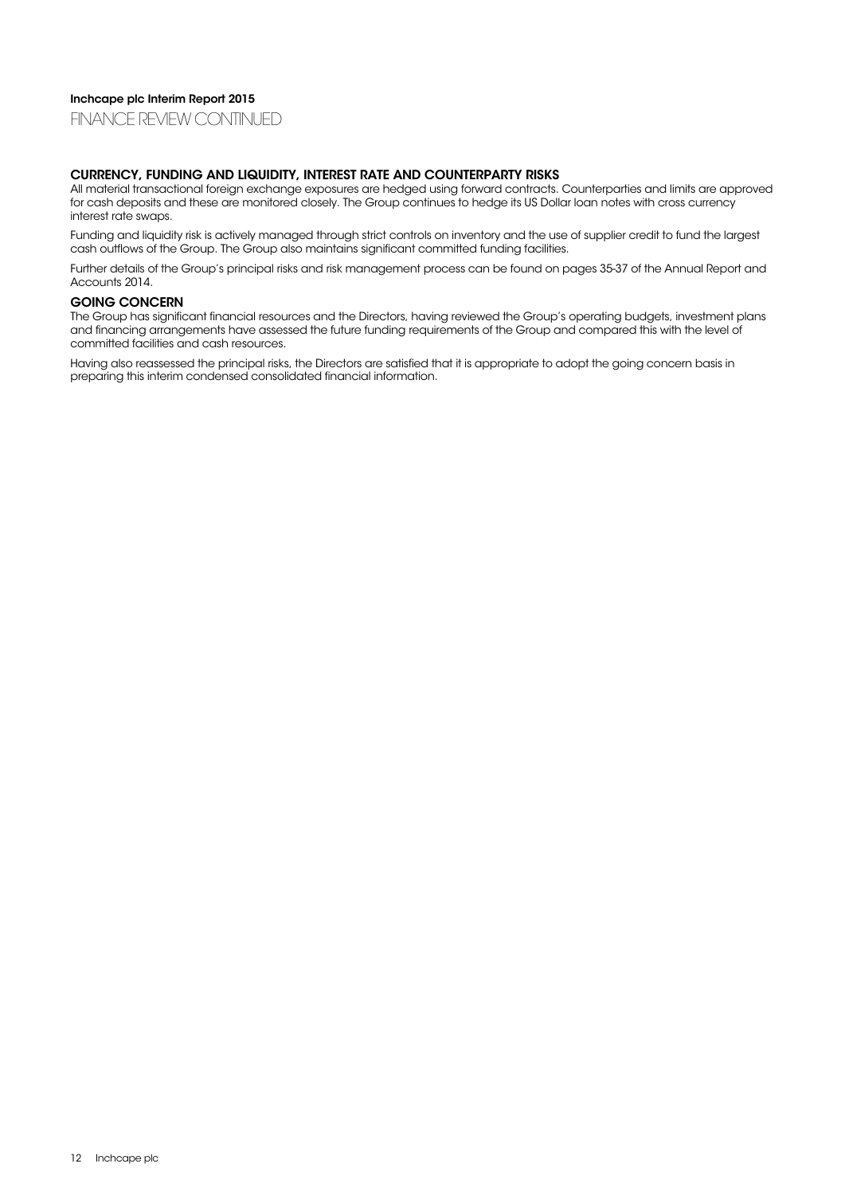## CURRENCY, FUNDING AND LIQUIDITY, INTEREST RATE AND COUNTERPARTY RISKS

All material transactional foreign exchange exposures are hedged using forward contracts. Counterparties and limits are approved for cash deposits and these are monitored closely. The Group continues to hedge its US Dollar loan notes with cross currency interest rate swaps.

Funding and liquidity risk is actively managed through strict controls on inventory and the use of supplier credit to fund the largest cash outflows of the Group. The Group also maintains significant committed funding facilities.

Further details of the Group's principal risks and risk management process can be found on pages 35-37 of the Annual Report and Accounts 2014.

## GOING CONCERN

The Group has significant financial resources and the Directors, having reviewed the Group's operating budgets, investment plans and financing arrangements have assessed the future funding requirements of the Group and compared this with the level of committed facilities and cash resources.

Having also reassessed the principal risks, the Directors are satisfied that it is appropriate to adopt the going concern basis in preparing this interim condensed consolidated financial information.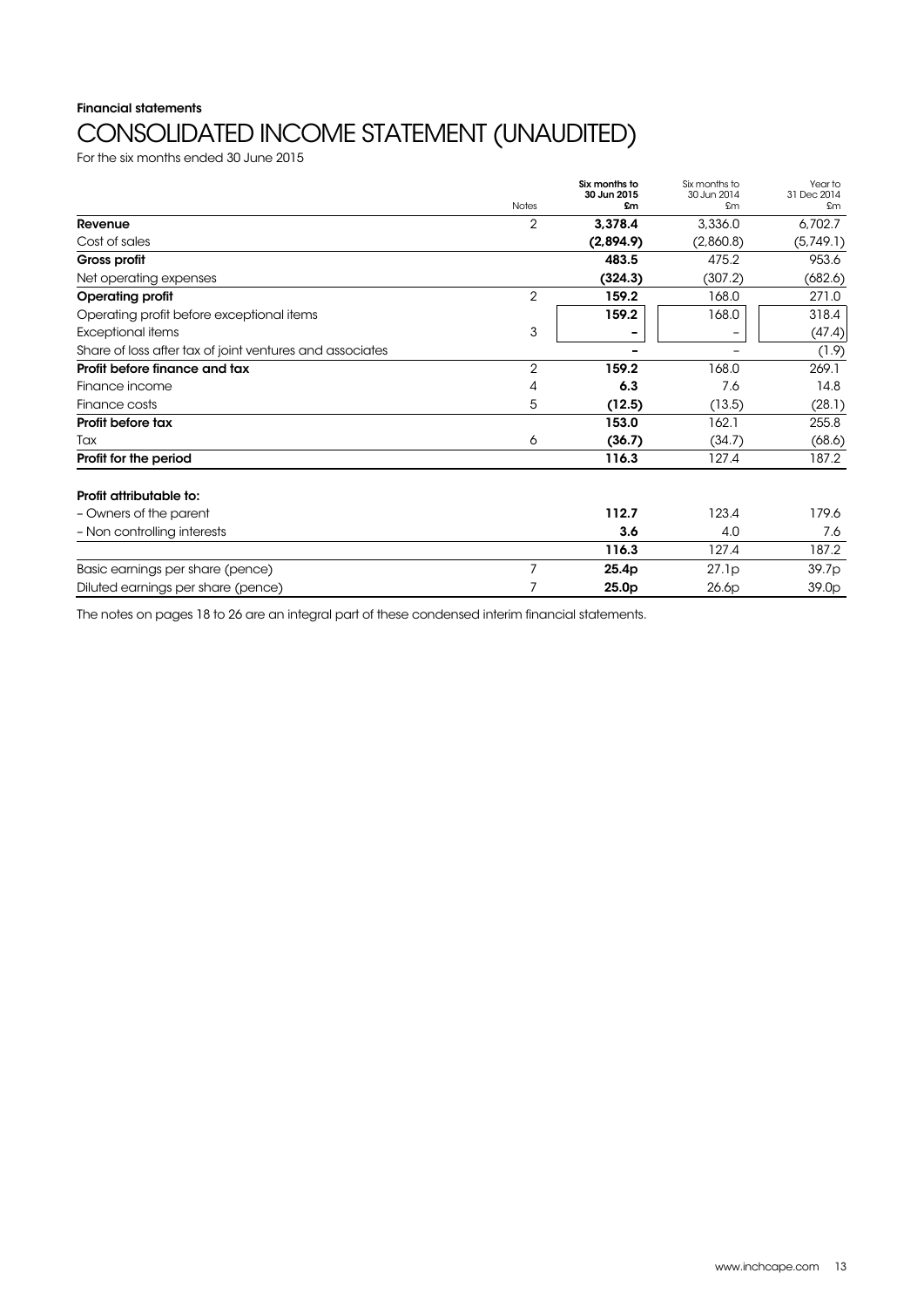**Financial statements**

# CONSOLIDATED INCOME STATEMENT (UNAUDITED)

For the six months ended 30 June 2015

| | Notes | **Six months to 30 Jun 2015 £m** | Six months to 30 Jun 2014 £m | Year to 31 Dec 2014 £m |
|---|---|---|---|---|
| **Revenue** | 2 | **3,378.4** | 3,336.0 | 6,702.7 |
| Cost of sales | | **(2,894.9)** | (2,860.8) | (5,749.1) |
| **Gross profit** | | **483.5** | 475.2 | 953.6 |
| Net operating expenses | | **(324.3)** | (307.2) | (682.6) |
| **Operating profit** | 2 | **159.2** | 168.0 | 271.0 |
| Operating profit before exceptional items | | **159.2** | 168.0 | 318.4 |
| Exceptional items | 3 | **–** | – | (47.4) |
| Share of loss after tax of joint ventures and associates | | **–** | – | (1.9) |
| **Profit before finance and tax** | 2 | **159.2** | 168.0 | 269.1 |
| Finance income | 4 | **6.3** | 7.6 | 14.8 |
| Finance costs | 5 | **(12.5)** | (13.5) | (28.1) |
| **Profit before tax** | | **153.0** | 162.1 | 255.8 |
| Tax | 6 | **(36.7)** | (34.7) | (68.6) |
| **Profit for the period** | | **116.3** | 127.4 | 187.2 |
| | | | | |
| **Profit attributable to:** | | | | |
| – Owners of the parent | | **112.7** | 123.4 | 179.6 |
| – Non controlling interests | | **3.6** | 4.0 | 7.6 |
| | | **116.3** | 127.4 | 187.2 |
| Basic earnings per share (pence) | 7 | **25.4p** | 27.1p | 39.7p |
| Diluted earnings per share (pence) | 7 | **25.0p** | 26.6p | 39.0p |

The notes on pages 18 to 26 are an integral part of these condensed interim financial statements.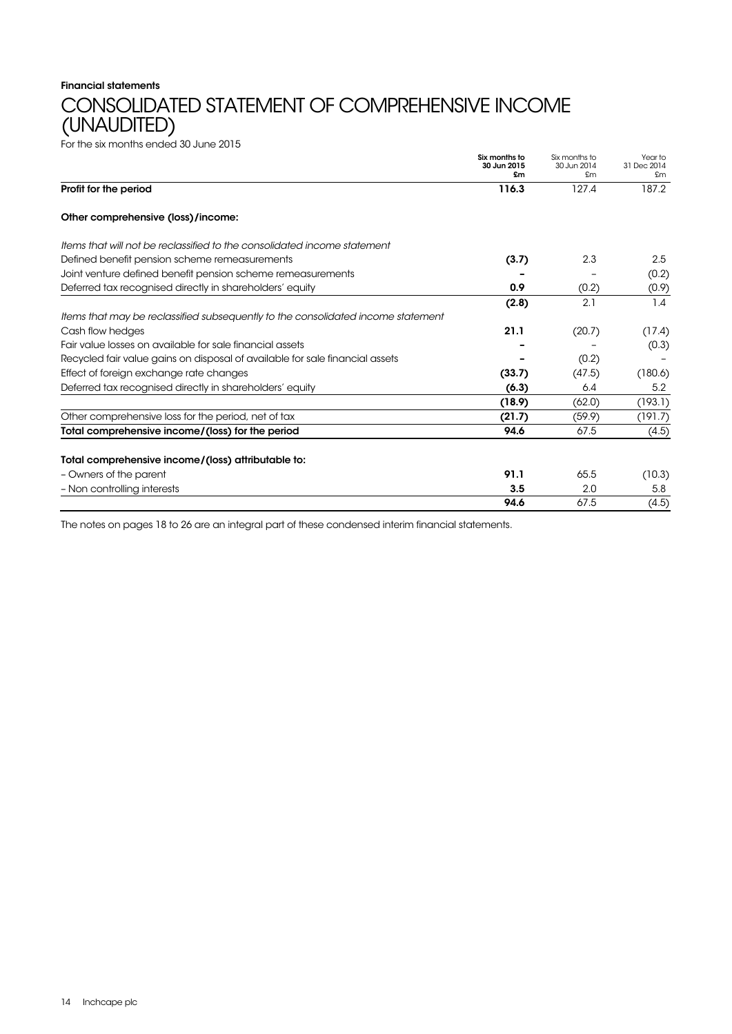**Financial statements**

# CONSOLIDATED STATEMENT OF COMPREHENSIVE INCOME (UNAUDITED)

For the six months ended 30 June 2015

| | **Six months to 30 Jun 2015 £m** | Six months to 30 Jun 2014 £m | Year to 31 Dec 2014 £m |
|---|---|---|---|
| **Profit for the period** | **116.3** | 127.4 | 187.2 |
| **Other comprehensive (loss)/income:** | | | |
| *Items that will not be reclassified to the consolidated income statement* | | | |
| Defined benefit pension scheme remeasurements | **(3.7)** | 2.3 | 2.5 |
| Joint venture defined benefit pension scheme remeasurements | **–** | – | (0.2) |
| Deferred tax recognised directly in shareholders' equity | **0.9** | (0.2) | (0.9) |
| | **(2.8)** | 2.1 | 1.4 |
| *Items that may be reclassified subsequently to the consolidated income statement* | | | |
| Cash flow hedges | **21.1** | (20.7) | (17.4) |
| Fair value losses on available for sale financial assets | **–** | – | (0.3) |
| Recycled fair value gains on disposal of available for sale financial assets | **–** | (0.2) | – |
| Effect of foreign exchange rate changes | **(33.7)** | (47.5) | (180.6) |
| Deferred tax recognised directly in shareholders' equity | **(6.3)** | 6.4 | 5.2 |
| | **(18.9)** | (62.0) | (193.1) |
| Other comprehensive loss for the period, net of tax | **(21.7)** | (59.9) | (191.7) |
| **Total comprehensive income/(loss) for the period** | **94.6** | 67.5 | (4.5) |
| **Total comprehensive income/(loss) attributable to:** | | | |
| – Owners of the parent | **91.1** | 65.5 | (10.3) |
| – Non controlling interests | **3.5** | 2.0 | 5.8 |
| | **94.6** | 67.5 | (4.5) |

The notes on pages 18 to 26 are an integral part of these condensed interim financial statements.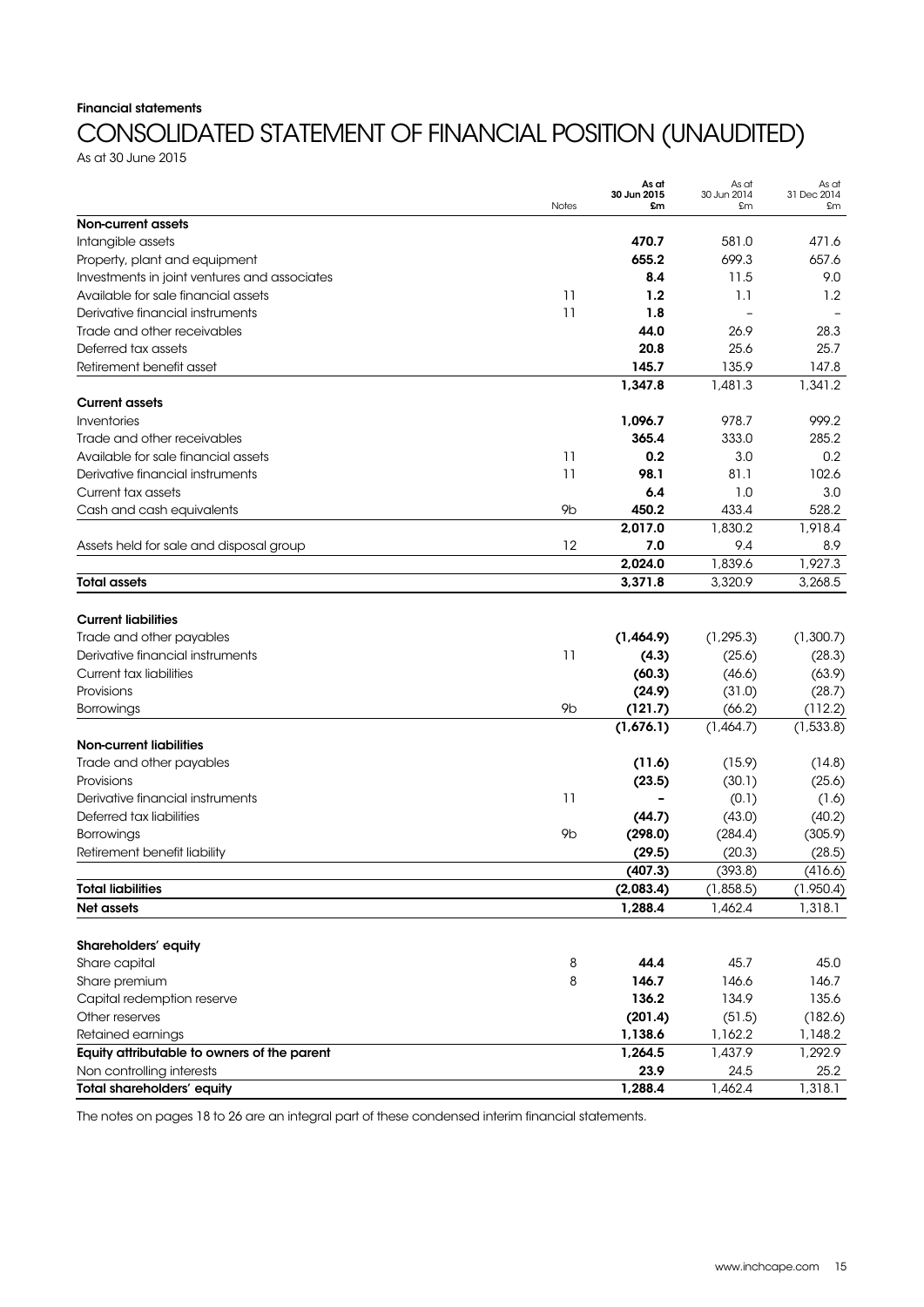Financial statements

# CONSOLIDATED STATEMENT OF FINANCIAL POSITION (UNAUDITED)

As at 30 June 2015

| | Notes | As at 30 Jun 2015 £m | As at 30 Jun 2014 £m | As at 31 Dec 2014 £m |
|---|---|---|---|---|
| **Non-current assets** | | | | |
| Intangible assets | | **470.7** | 581.0 | 471.6 |
| Property, plant and equipment | | **655.2** | 699.3 | 657.6 |
| Investments in joint ventures and associates | | **8.4** | 11.5 | 9.0 |
| Available for sale financial assets | 11 | **1.2** | 1.1 | 1.2 |
| Derivative financial instruments | 11 | **1.8** | – | – |
| Trade and other receivables | | **44.0** | 26.9 | 28.3 |
| Deferred tax assets | | **20.8** | 25.6 | 25.7 |
| Retirement benefit asset | | **145.7** | 135.9 | 147.8 |
| | | **1,347.8** | 1,481.3 | 1,341.2 |
| **Current assets** | | | | |
| Inventories | | **1,096.7** | 978.7 | 999.2 |
| Trade and other receivables | | **365.4** | 333.0 | 285.2 |
| Available for sale financial assets | 11 | **0.2** | 3.0 | 0.2 |
| Derivative financial instruments | 11 | **98.1** | 81.1 | 102.6 |
| Current tax assets | | **6.4** | 1.0 | 3.0 |
| Cash and cash equivalents | 9b | **450.2** | 433.4 | 528.2 |
| | | **2,017.0** | 1,830.2 | 1,918.4 |
| Assets held for sale and disposal group | 12 | **7.0** | 9.4 | 8.9 |
| | | **2,024.0** | 1,839.6 | 1,927.3 |
| **Total assets** | | **3,371.8** | 3,320.9 | 3,268.5 |
| | | | | |
| **Current liabilities** | | | | |
| Trade and other payables | | **(1,464.9)** | (1,295.3) | (1,300.7) |
| Derivative financial instruments | 11 | **(4.3)** | (25.6) | (28.3) |
| Current tax liabilities | | **(60.3)** | (46.6) | (63.9) |
| Provisions | | **(24.9)** | (31.0) | (28.7) |
| Borrowings | 9b | **(121.7)** | (66.2) | (112.2) |
| | | **(1,676.1)** | (1,464.7) | (1,533.8) |
| **Non-current liabilities** | | | | |
| Trade and other payables | | **(11.6)** | (15.9) | (14.8) |
| Provisions | | **(23.5)** | (30.1) | (25.6) |
| Derivative financial instruments | 11 | **–** | (0.1) | (1.6) |
| Deferred tax liabilities | | **(44.7)** | (43.0) | (40.2) |
| Borrowings | 9b | **(298.0)** | (284.4) | (305.9) |
| Retirement benefit liability | | **(29.5)** | (20.3) | (28.5) |
| | | **(407.3)** | (393.8) | (416.6) |
| **Total liabilities** | | **(2,083.4)** | (1,858.5) | (1,950.4) |
| **Net assets** | | **1,288.4** | 1,462.4 | 1,318.1 |
| | | | | |
| **Shareholders' equity** | | | | |
| Share capital | 8 | **44.4** | 45.7 | 45.0 |
| Share premium | 8 | **146.7** | 146.6 | 146.7 |
| Capital redemption reserve | | **136.2** | 134.9 | 135.6 |
| Other reserves | | **(201.4)** | (51.5) | (182.6) |
| Retained earnings | | **1,138.6** | 1,162.2 | 1,148.2 |
| **Equity attributable to owners of the parent** | | **1,264.5** | 1,437.9 | 1,292.9 |
| Non controlling interests | | **23.9** | 24.5 | 25.2 |
| **Total shareholders' equity** | | **1,288.4** | 1,462.4 | 1,318.1 |

The notes on pages 18 to 26 are an integral part of these condensed interim financial statements.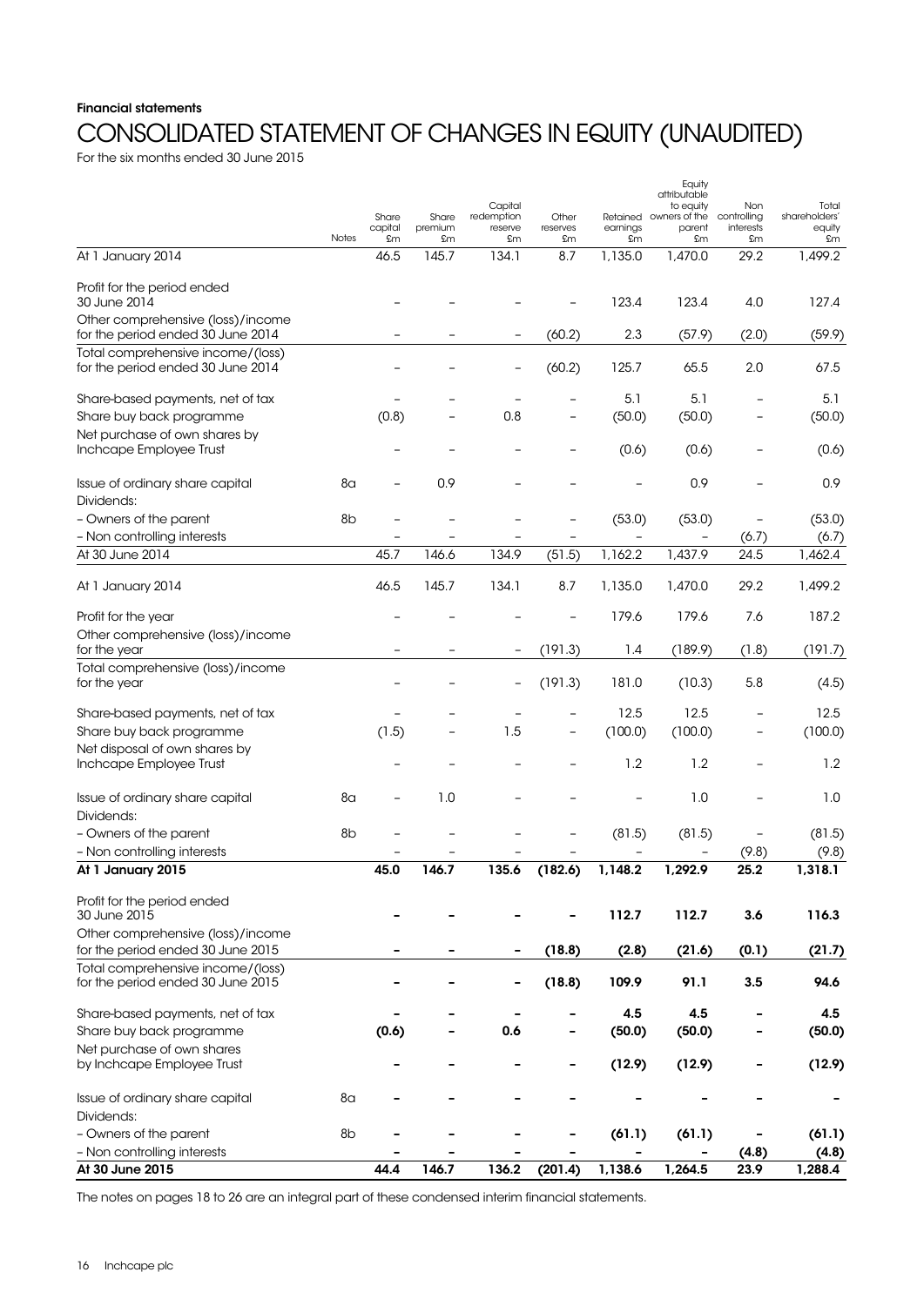Financial statements

# CONSOLIDATED STATEMENT OF CHANGES IN EQUITY (UNAUDITED)

For the six months ended 30 June 2015

| | Notes | Share capital £m | Share premium £m | Capital redemption reserve £m | Other reserves £m | Retained earnings £m | Equity attributable to equity owners of the parent £m | Non controlling interests £m | Total shareholders' equity £m |
|---|---|---|---|---|---|---|---|---|---|
| At 1 January 2014 | | 46.5 | 145.7 | 134.1 | 8.7 | 1,135.0 | 1,470.0 | 29.2 | 1,499.2 |
| Profit for the period ended 30 June 2014 | | – | – | – | – | 123.4 | 123.4 | 4.0 | 127.4 |
| Other comprehensive (loss)/income for the period ended 30 June 2014 | | – | – | – | (60.2) | 2.3 | (57.9) | (2.0) | (59.9) |
| Total comprehensive income/(loss) for the period ended 30 June 2014 | | – | – | – | (60.2) | 125.7 | 65.5 | 2.0 | 67.5 |
| Share-based payments, net of tax | | – | – | – | – | 5.1 | 5.1 | – | 5.1 |
| Share buy back programme | | (0.8) | – | 0.8 | – | (50.0) | (50.0) | – | (50.0) |
| Net purchase of own shares by Inchcape Employee Trust | | – | – | – | – | (0.6) | (0.6) | – | (0.6) |
| Issue of ordinary share capital | 8a | – | 0.9 | – | – | – | 0.9 | – | 0.9 |
| Dividends: | | | | | | | | | |
| – Owners of the parent | 8b | – | – | – | – | (53.0) | (53.0) | – | (53.0) |
| – Non controlling interests | | – | – | – | – | – | – | (6.7) | (6.7) |
| At 30 June 2014 | | 45.7 | 146.6 | 134.9 | (51.5) | 1,162.2 | 1,437.9 | 24.5 | 1,462.4 |
| At 1 January 2014 | | 46.5 | 145.7 | 134.1 | 8.7 | 1,135.0 | 1,470.0 | 29.2 | 1,499.2 |
| Profit for the year | | – | – | – | – | 179.6 | 179.6 | 7.6 | 187.2 |
| Other comprehensive (loss)/income for the year | | – | – | – | (191.3) | 1.4 | (189.9) | (1.8) | (191.7) |
| Total comprehensive (loss)/income for the year | | – | – | – | (191.3) | 181.0 | (10.3) | 5.8 | (4.5) |
| Share-based payments, net of tax | | – | – | – | – | 12.5 | 12.5 | – | 12.5 |
| Share buy back programme | | (1.5) | – | 1.5 | – | (100.0) | (100.0) | – | (100.0) |
| Net disposal of own shares by Inchcape Employee Trust | | – | – | – | – | 1.2 | 1.2 | – | 1.2 |
| Issue of ordinary share capital | 8a | – | 1.0 | – | – | – | 1.0 | – | 1.0 |
| Dividends: | | | | | | | | | |
| – Owners of the parent | 8b | – | – | – | – | (81.5) | (81.5) | – | (81.5) |
| – Non controlling interests | | – | – | – | – | – | – | (9.8) | (9.8) |
| **At 1 January 2015** | | **45.0** | **146.7** | **135.6** | **(182.6)** | **1,148.2** | **1,292.9** | **25.2** | **1,318.1** |
| Profit for the period ended 30 June 2015 | | **–** | **–** | **–** | **–** | **112.7** | **112.7** | **3.6** | **116.3** |
| Other comprehensive (loss)/income for the period ended 30 June 2015 | | **–** | **–** | **–** | **(18.8)** | **(2.8)** | **(21.6)** | **(0.1)** | **(21.7)** |
| Total comprehensive income/(loss) for the period ended 30 June 2015 | | **–** | **–** | **–** | **(18.8)** | **109.9** | **91.1** | **3.5** | **94.6** |
| Share-based payments, net of tax | | **–** | **–** | **–** | **–** | **4.5** | **4.5** | **–** | **4.5** |
| Share buy back programme | | **(0.6)** | **–** | **0.6** | **–** | **(50.0)** | **(50.0)** | **–** | **(50.0)** |
| Net purchase of own shares by Inchcape Employee Trust | | **–** | **–** | **–** | **–** | **(12.9)** | **(12.9)** | **–** | **(12.9)** |
| Issue of ordinary share capital | 8a | **–** | **–** | **–** | **–** | **–** | **–** | **–** | **–** |
| Dividends: | | | | | | | | | |
| – Owners of the parent | 8b | **–** | **–** | **–** | **–** | **(61.1)** | **(61.1)** | **–** | **(61.1)** |
| – Non controlling interests | | **–** | **–** | **–** | **–** | **–** | **–** | **(4.8)** | **(4.8)** |
| **At 30 June 2015** | | **44.4** | **146.7** | **136.2** | **(201.4)** | **1,138.6** | **1,264.5** | **23.9** | **1,288.4** |

The notes on pages 18 to 26 are an integral part of these condensed interim financial statements.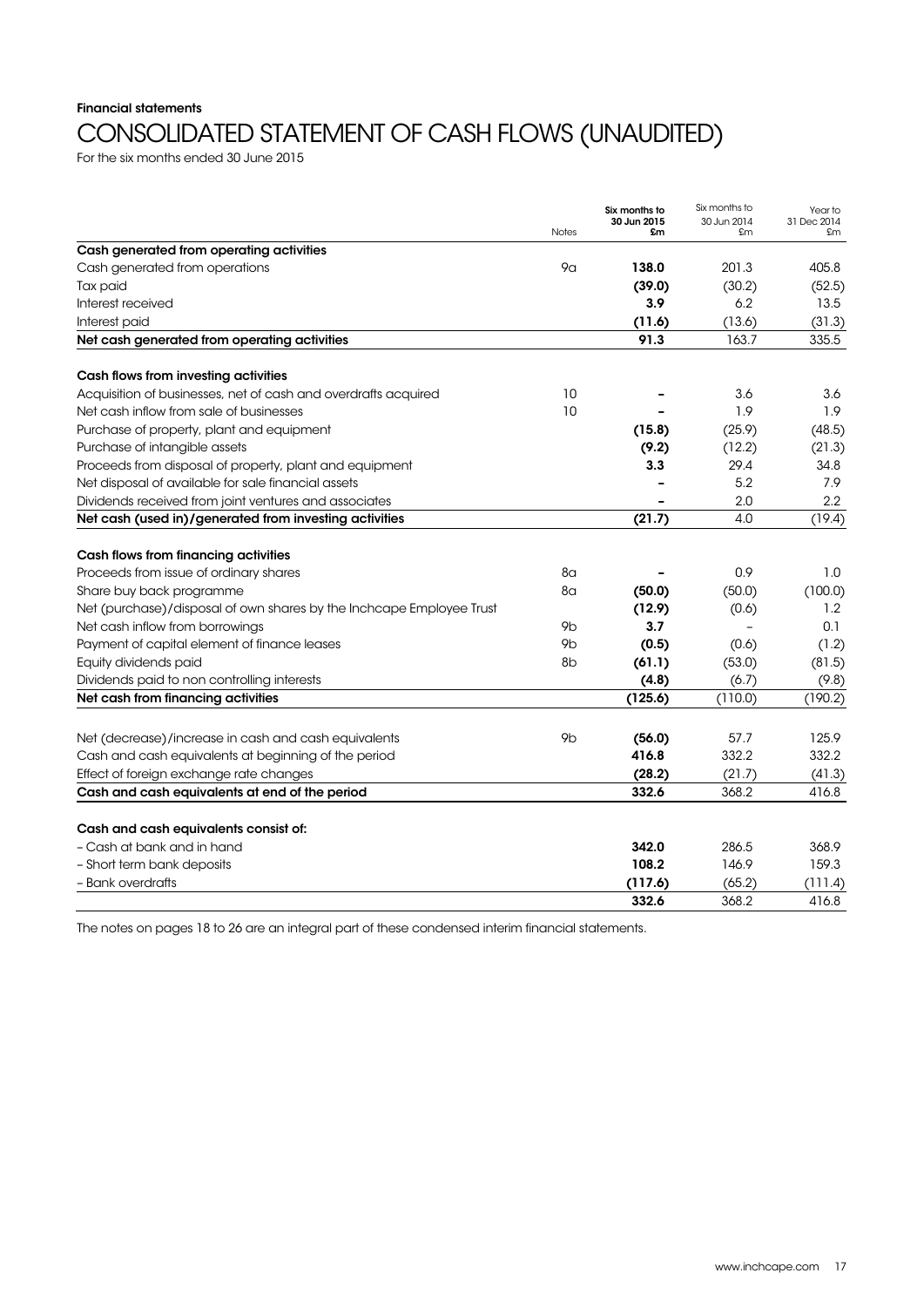**Financial statements**

# CONSOLIDATED STATEMENT OF CASH FLOWS (UNAUDITED)

For the six months ended 30 June 2015

| | Notes | **Six months to 30 Jun 2015 £m** | Six months to 30 Jun 2014 £m | Year to 31 Dec 2014 £m |
|---|---|---|---|---|
| **Cash generated from operating activities** | | | | |
| Cash generated from operations | 9a | **138.0** | 201.3 | 405.8 |
| Tax paid | | **(39.0)** | (30.2) | (52.5) |
| Interest received | | **3.9** | 6.2 | 13.5 |
| Interest paid | | **(11.6)** | (13.6) | (31.3) |
| **Net cash generated from operating activities** | | **91.3** | 163.7 | 335.5 |
| | | | | |
| **Cash flows from investing activities** | | | | |
| Acquisition of businesses, net of cash and overdrafts acquired | 10 | **–** | 3.6 | 3.6 |
| Net cash inflow from sale of businesses | 10 | **–** | 1.9 | 1.9 |
| Purchase of property, plant and equipment | | **(15.8)** | (25.9) | (48.5) |
| Purchase of intangible assets | | **(9.2)** | (12.2) | (21.3) |
| Proceeds from disposal of property, plant and equipment | | **3.3** | 29.4 | 34.8 |
| Net disposal of available for sale financial assets | | **–** | 5.2 | 7.9 |
| Dividends received from joint ventures and associates | | **–** | 2.0 | 2.2 |
| **Net cash (used in)/generated from investing activities** | | **(21.7)** | 4.0 | (19.4) |
| | | | | |
| **Cash flows from financing activities** | | | | |
| Proceeds from issue of ordinary shares | 8a | **–** | 0.9 | 1.0 |
| Share buy back programme | 8a | **(50.0)** | (50.0) | (100.0) |
| Net (purchase)/disposal of own shares by the Inchcape Employee Trust | | **(12.9)** | (0.6) | 1.2 |
| Net cash inflow from borrowings | 9b | **3.7** | – | 0.1 |
| Payment of capital element of finance leases | 9b | **(0.5)** | (0.6) | (1.2) |
| Equity dividends paid | 8b | **(61.1)** | (53.0) | (81.5) |
| Dividends paid to non controlling interests | | **(4.8)** | (6.7) | (9.8) |
| **Net cash from financing activities** | | **(125.6)** | (110.0) | (190.2) |
| | | | | |
| Net (decrease)/increase in cash and cash equivalents | 9b | **(56.0)** | 57.7 | 125.9 |
| Cash and cash equivalents at beginning of the period | | **416.8** | 332.2 | 332.2 |
| Effect of foreign exchange rate changes | | **(28.2)** | (21.7) | (41.3) |
| **Cash and cash equivalents at end of the period** | | **332.6** | 368.2 | 416.8 |
| | | | | |
| **Cash and cash equivalents consist of:** | | | | |
| – Cash at bank and in hand | | **342.0** | 286.5 | 368.9 |
| – Short term bank deposits | | **108.2** | 146.9 | 159.3 |
| – Bank overdrafts | | **(117.6)** | (65.2) | (111.4) |
| | | **332.6** | 368.2 | 416.8 |

The notes on pages 18 to 26 are an integral part of these condensed interim financial statements.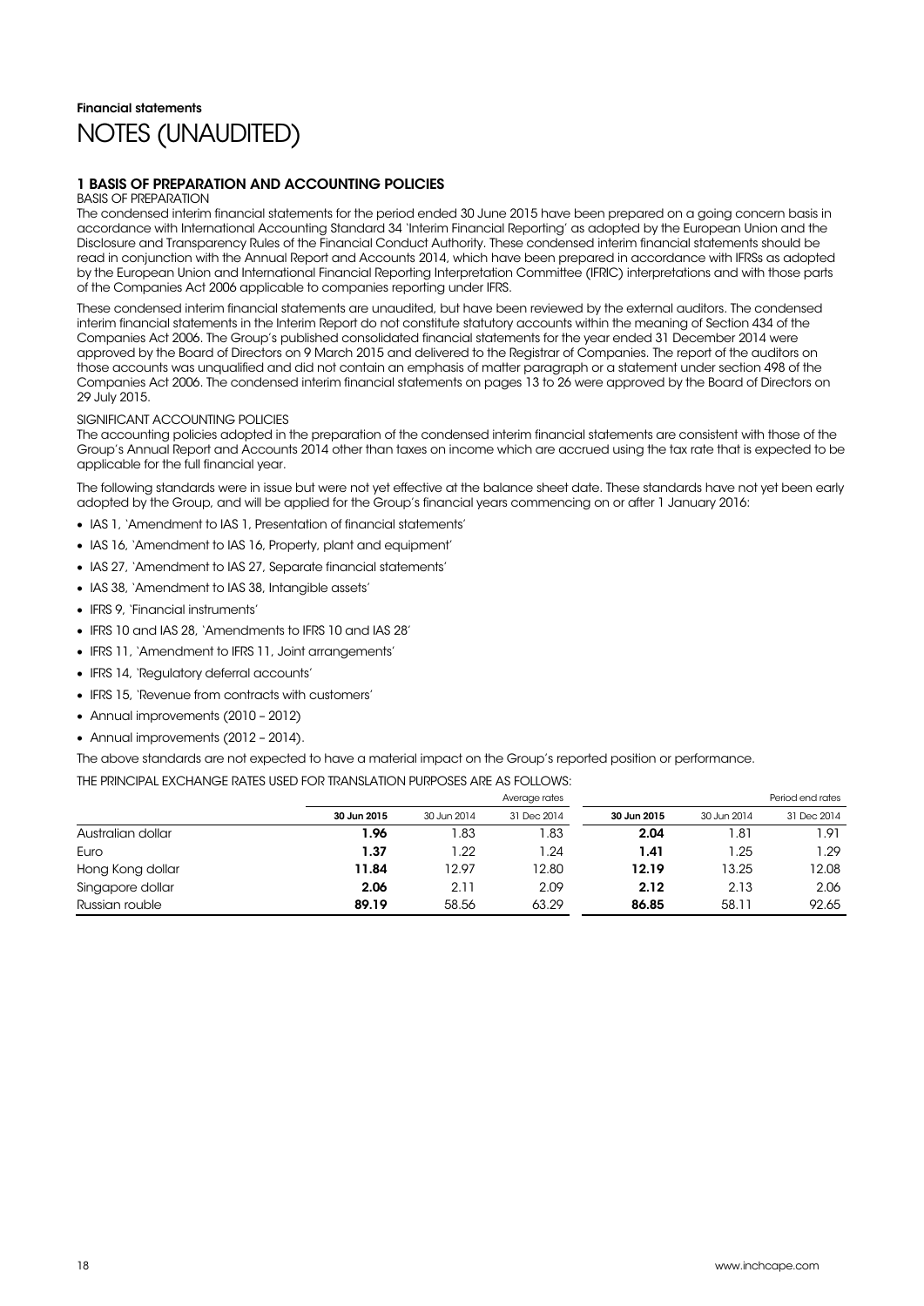Financial statements

# NOTES (UNAUDITED)

## 1 BASIS OF PREPARATION AND ACCOUNTING POLICIES

### BASIS OF PREPARATION

The condensed interim financial statements for the period ended 30 June 2015 have been prepared on a going concern basis in accordance with International Accounting Standard 34 'Interim Financial Reporting' as adopted by the European Union and the Disclosure and Transparency Rules of the Financial Conduct Authority. These condensed interim financial statements should be read in conjunction with the Annual Report and Accounts 2014, which have been prepared in accordance with IFRSs as adopted by the European Union and International Financial Reporting Interpretation Committee (IFRIC) interpretations and with those parts of the Companies Act 2006 applicable to companies reporting under IFRS.

These condensed interim financial statements are unaudited, but have been reviewed by the external auditors. The condensed interim financial statements in the Interim Report do not constitute statutory accounts within the meaning of Section 434 of the Companies Act 2006. The Group's published consolidated financial statements for the year ended 31 December 2014 were approved by the Board of Directors on 9 March 2015 and delivered to the Registrar of Companies. The report of the auditors on those accounts was unqualified and did not contain an emphasis of matter paragraph or a statement under section 498 of the Companies Act 2006. The condensed interim financial statements on pages 13 to 26 were approved by the Board of Directors on 29 July 2015.

### SIGNIFICANT ACCOUNTING POLICIES

The accounting policies adopted in the preparation of the condensed interim financial statements are consistent with those of the Group's Annual Report and Accounts 2014 other than taxes on income which are accrued using the tax rate that is expected to be applicable for the full financial year.

The following standards were in issue but were not yet effective at the balance sheet date. These standards have not yet been early adopted by the Group, and will be applied for the Group's financial years commencing on or after 1 January 2016:

- IAS 1, 'Amendment to IAS 1, Presentation of financial statements'
- IAS 16, 'Amendment to IAS 16, Property, plant and equipment'
- IAS 27, 'Amendment to IAS 27, Separate financial statements'
- IAS 38, 'Amendment to IAS 38, Intangible assets'
- IFRS 9, 'Financial instruments'
- IFRS 10 and IAS 28, 'Amendments to IFRS 10 and IAS 28'
- IFRS 11, 'Amendment to IFRS 11, Joint arrangements'
- IFRS 14, 'Regulatory deferral accounts'
- IFRS 15, 'Revenue from contracts with customers'
- Annual improvements (2010 – 2012)
- Annual improvements (2012 – 2014).

The above standards are not expected to have a material impact on the Group's reported position or performance.

THE PRINCIPAL EXCHANGE RATES USED FOR TRANSLATION PURPOSES ARE AS FOLLOWS:

| | Average rates | | | Period end rates | | |
|---|---|---|---|---|---|---|
| | **30 Jun 2015** | 30 Jun 2014 | 31 Dec 2014 | **30 Jun 2015** | 30 Jun 2014 | 31 Dec 2014 |
| Australian dollar | **1.96** | 1.83 | 1.83 | **2.04** | 1.81 | 1.91 |
| Euro | **1.37** | 1.22 | 1.24 | **1.41** | 1.25 | 1.29 |
| Hong Kong dollar | **11.84** | 12.97 | 12.80 | **12.19** | 13.25 | 12.08 |
| Singapore dollar | **2.06** | 2.11 | 2.09 | **2.12** | 2.13 | 2.06 |
| Russian rouble | **89.19** | 58.56 | 63.29 | **86.85** | 58.11 | 92.65 |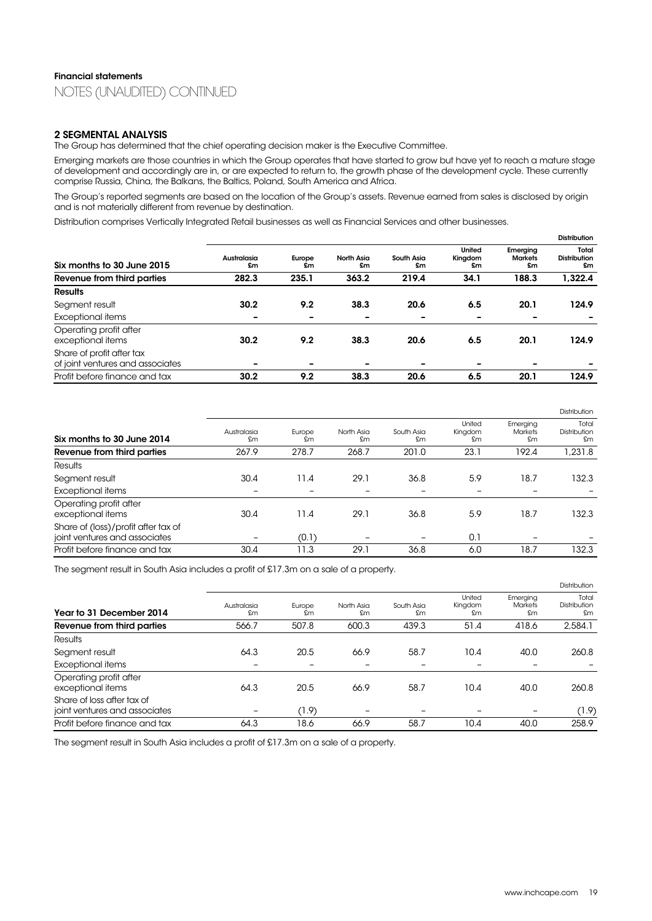Financial statements

NOTES (UNAUDITED) CONTINUED

## 2 SEGMENTAL ANALYSIS

The Group has determined that the chief operating decision maker is the Executive Committee.

Emerging markets are those countries in which the Group operates that have started to grow but have yet to reach a mature stage of development and accordingly are in, or are expected to return to, the growth phase of the development cycle. These currently comprise Russia, China, the Balkans, the Baltics, Poland, South America and Africa.

The Group's reported segments are based on the location of the Group's assets. Revenue earned from sales is disclosed by origin and is not materially different from revenue by destination.

Distribution comprises Vertically Integrated Retail businesses as well as Financial Services and other businesses.

| | | | | | | | **Distribution** |
|---|---|---|---|---|---|---|---|
| **Six months to 30 June 2015** | **Australasia £m** | **Europe £m** | **North Asia £m** | **South Asia £m** | **United Kingdom £m** | **Emerging Markets £m** | **Total Distribution £m** |
| **Revenue from third parties** | **282.3** | **235.1** | **363.2** | **219.4** | **34.1** | **188.3** | **1,322.4** |
| **Results** | | | | | | | |
| Segment result | **30.2** | **9.2** | **38.3** | **20.6** | **6.5** | **20.1** | **124.9** |
| Exceptional items | **–** | **–** | **–** | **–** | **–** | **–** | **–** |
| Operating profit after exceptional items | **30.2** | **9.2** | **38.3** | **20.6** | **6.5** | **20.1** | **124.9** |
| Share of profit after tax of joint ventures and associates | **–** | **–** | **–** | **–** | **–** | **–** | **–** |
| Profit before finance and tax | **30.2** | **9.2** | **38.3** | **20.6** | **6.5** | **20.1** | **124.9** |

| | | | | | | | Distribution |
|---|---|---|---|---|---|---|---|
| **Six months to 30 June 2014** | Australasia £m | Europe £m | North Asia £m | South Asia £m | United Kingdom £m | Emerging Markets £m | Total Distribution £m |
| **Revenue from third parties** | 267.9 | 278.7 | 268.7 | 201.0 | 23.1 | 192.4 | 1,231.8 |
| Results | | | | | | | |
| Segment result | 30.4 | 11.4 | 29.1 | 36.8 | 5.9 | 18.7 | 132.3 |
| Exceptional items | – | – | – | – | – | – | – |
| Operating profit after exceptional items | 30.4 | 11.4 | 29.1 | 36.8 | 5.9 | 18.7 | 132.3 |
| Share of (loss)/profit after tax of joint ventures and associates | – | (0.1) | – | – | 0.1 | – | – |
| Profit before finance and tax | 30.4 | 11.3 | 29.1 | 36.8 | 6.0 | 18.7 | 132.3 |

The segment result in South Asia includes a profit of £17.3m on a sale of a property.

| | | | | | | | Distribution |
|---|---|---|---|---|---|---|---|
| **Year to 31 December 2014** | Australasia £m | Europe £m | North Asia £m | South Asia £m | United Kingdom £m | Emerging Markets £m | Total Distribution £m |
| **Revenue from third parties** | 566.7 | 507.8 | 600.3 | 439.3 | 51.4 | 418.6 | 2,584.1 |
| Results | | | | | | | |
| Segment result | 64.3 | 20.5 | 66.9 | 58.7 | 10.4 | 40.0 | 260.8 |
| Exceptional items | – | – | – | – | – | – | – |
| Operating profit after exceptional items | 64.3 | 20.5 | 66.9 | 58.7 | 10.4 | 40.0 | 260.8 |
| Share of loss after tax of joint ventures and associates | – | (1.9) | – | – | – | – | (1.9) |
| Profit before finance and tax | 64.3 | 18.6 | 66.9 | 58.7 | 10.4 | 40.0 | 258.9 |

The segment result in South Asia includes a profit of £17.3m on a sale of a property.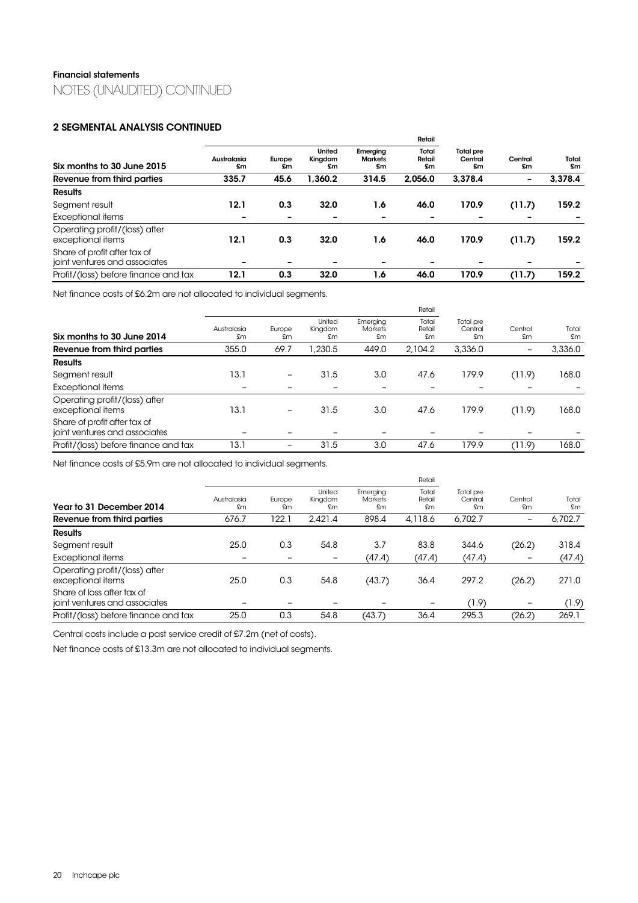## Financial statements

# NOTES (UNAUDITED) CONTINUED

### 2 SEGMENTAL ANALYSIS CONTINUED

| | | | | | Retail | | | |
|---|---|---|---|---|---|---|---|---|
| **Six months to 30 June 2015** | **Australasia £m** | **Europe £m** | **United Kingdom £m** | **Emerging Markets £m** | **Total Retail £m** | **Total pre Central £m** | **Central £m** | **Total £m** |
| **Revenue from third parties** | **335.7** | **45.6** | **1,360.2** | **314.5** | **2,056.0** | **3,378.4** | **–** | **3,378.4** |
| **Results** | | | | | | | | |
| Segment result | **12.1** | **0.3** | **32.0** | **1.6** | **46.0** | **170.9** | **(11.7)** | **159.2** |
| Exceptional items | **–** | **–** | **–** | **–** | **–** | **–** | **–** | **–** |
| Operating profit/(loss) after exceptional items | **12.1** | **0.3** | **32.0** | **1.6** | **46.0** | **170.9** | **(11.7)** | **159.2** |
| Share of profit after tax of joint ventures and associates | **–** | **–** | **–** | **–** | **–** | **–** | **–** | **–** |
| Profit/(loss) before finance and tax | **12.1** | **0.3** | **32.0** | **1.6** | **46.0** | **170.9** | **(11.7)** | **159.2** |

Net finance costs of £6.2m are not allocated to individual segments.

| | | | | | Retail | | | |
|---|---|---|---|---|---|---|---|---|
| **Six months to 30 June 2014** | Australasia £m | Europe £m | United Kingdom £m | Emerging Markets £m | Total Retail £m | Total pre Central £m | Central £m | Total £m |
| **Revenue from third parties** | 355.0 | 69.7 | 1,230.5 | 449.0 | 2,104.2 | 3,336.0 | – | 3,336.0 |
| **Results** | | | | | | | | |
| Segment result | 13.1 | – | 31.5 | 3.0 | 47.6 | 179.9 | (11.9) | 168.0 |
| Exceptional items | – | – | – | – | – | – | – | – |
| Operating profit/(loss) after exceptional items | 13.1 | – | 31.5 | 3.0 | 47.6 | 179.9 | (11.9) | 168.0 |
| Share of profit after tax of joint ventures and associates | – | – | – | – | – | – | – | – |
| Profit/(loss) before finance and tax | 13.1 | – | 31.5 | 3.0 | 47.6 | 179.9 | (11.9) | 168.0 |

Net finance costs of £5.9m are not allocated to individual segments.

| | | | | | Retail | | | |
|---|---|---|---|---|---|---|---|---|
| **Year to 31 December 2014** | Australasia £m | Europe £m | United Kingdom £m | Emerging Markets £m | Total Retail £m | Total pre Central £m | Central £m | Total £m |
| **Revenue from third parties** | 676.7 | 122.1 | 2,421.4 | 898.4 | 4,118.6 | 6,702.7 | – | 6,702.7 |
| **Results** | | | | | | | | |
| Segment result | 25.0 | 0.3 | 54.8 | 3.7 | 83.8 | 344.6 | (26.2) | 318.4 |
| Exceptional items | – | – | – | (47.4) | (47.4) | (47.4) | – | (47.4) |
| Operating profit/(loss) after exceptional items | 25.0 | 0.3 | 54.8 | (43.7) | 36.4 | 297.2 | (26.2) | 271.0 |
| Share of loss after tax of joint ventures and associates | – | – | – | – | – | (1.9) | – | (1.9) |
| Profit/(loss) before finance and tax | 25.0 | 0.3 | 54.8 | (43.7) | 36.4 | 295.3 | (26.2) | 269.1 |

Central costs include a past service credit of £7.2m (net of costs).

Net finance costs of £13.3m are not allocated to individual segments.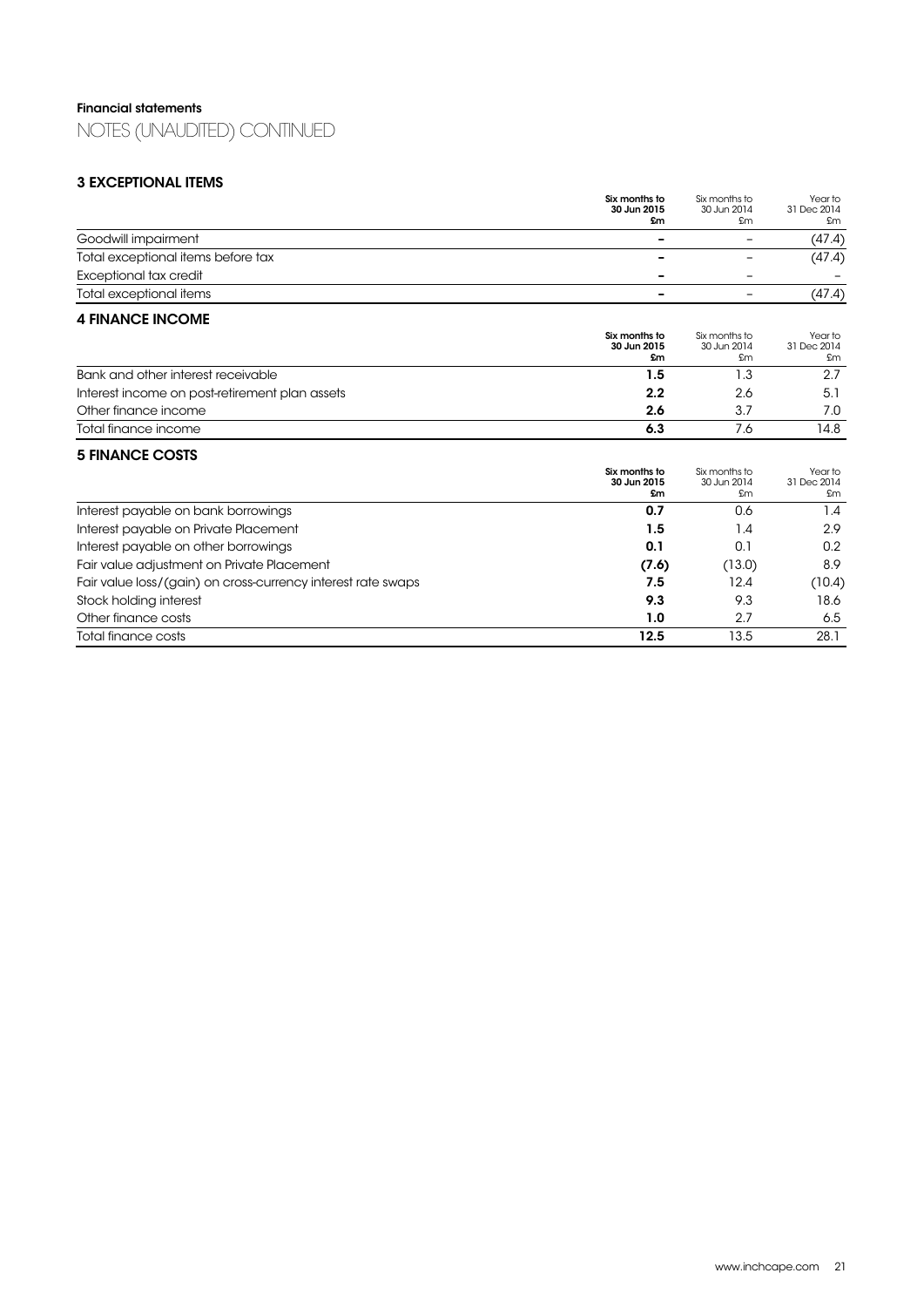## Financial statements

NOTES (UNAUDITED) CONTINUED

### 3 EXCEPTIONAL ITEMS

| | Six months to 30 Jun 2015 £m | Six months to 30 Jun 2014 £m | Year to 31 Dec 2014 £m |
|---|---|---|---|
| Goodwill impairment | – | – | (47.4) |
| Total exceptional items before tax | – | – | (47.4) |
| Exceptional tax credit | – | – | – |
| Total exceptional items | – | – | (47.4) |

### 4 FINANCE INCOME

| | Six months to 30 Jun 2015 £m | Six months to 30 Jun 2014 £m | Year to 31 Dec 2014 £m |
|---|---|---|---|
| Bank and other interest receivable | 1.5 | 1.3 | 2.7 |
| Interest income on post-retirement plan assets | 2.2 | 2.6 | 5.1 |
| Other finance income | 2.6 | 3.7 | 7.0 |
| Total finance income | 6.3 | 7.6 | 14.8 |

### 5 FINANCE COSTS

| | Six months to 30 Jun 2015 £m | Six months to 30 Jun 2014 £m | Year to 31 Dec 2014 £m |
|---|---|---|---|
| Interest payable on bank borrowings | 0.7 | 0.6 | 1.4 |
| Interest payable on Private Placement | 1.5 | 1.4 | 2.9 |
| Interest payable on other borrowings | 0.1 | 0.1 | 0.2 |
| Fair value adjustment on Private Placement | (7.6) | (13.0) | 8.9 |
| Fair value loss/(gain) on cross-currency interest rate swaps | 7.5 | 12.4 | (10.4) |
| Stock holding interest | 9.3 | 9.3 | 18.6 |
| Other finance costs | 1.0 | 2.7 | 6.5 |
| Total finance costs | 12.5 | 13.5 | 28.1 |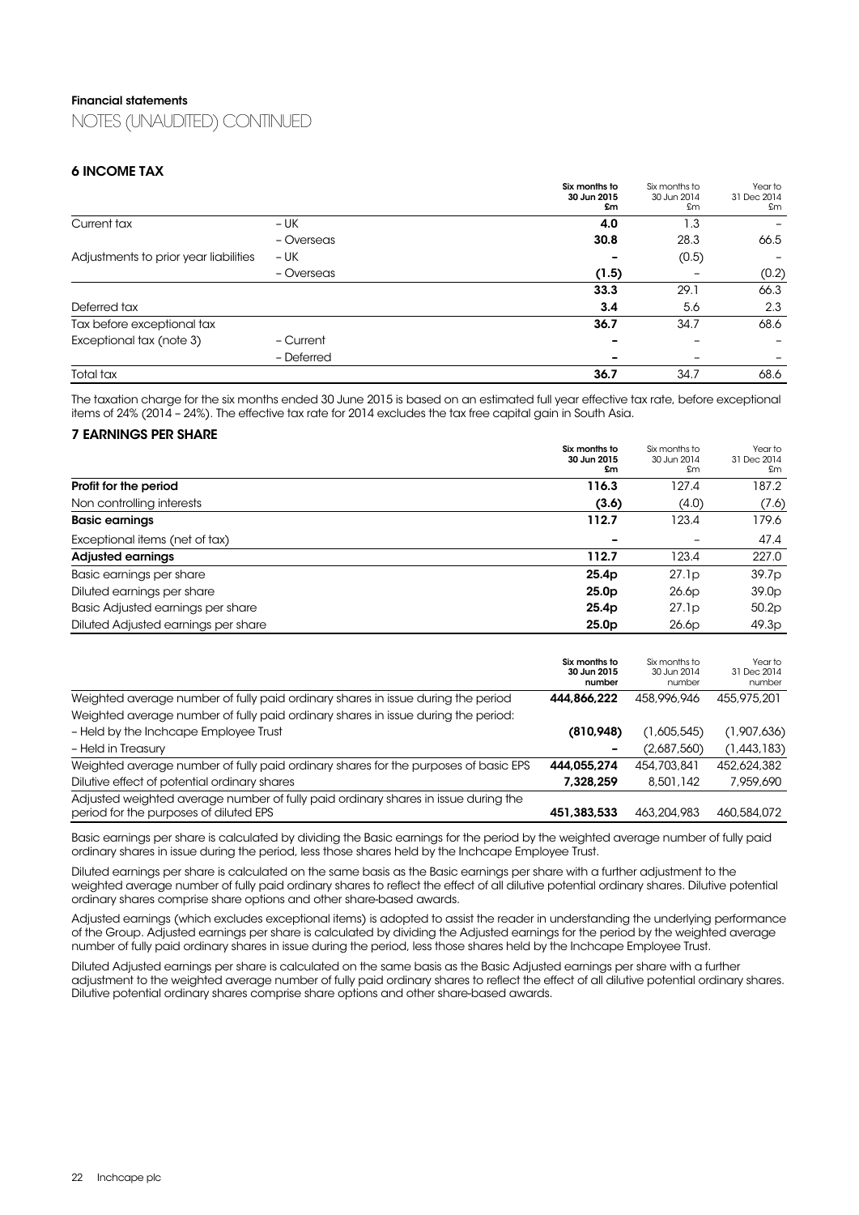## Financial statements

# NOTES (UNAUDITED) CONTINUED

### 6 INCOME TAX

| | | Six months to 30 Jun 2015 £m | Six months to 30 Jun 2014 £m | Year to 31 Dec 2014 £m |
|---|---|---|---|---|
| Current tax | – UK | **4.0** | 1.3 | – |
| | – Overseas | **30.8** | 28.3 | 66.5 |
| Adjustments to prior year liabilities | – UK | **–** | (0.5) | – |
| | – Overseas | **(1.5)** | – | (0.2) |
| | | **33.3** | 29.1 | 66.3 |
| Deferred tax | | **3.4** | 5.6 | 2.3 |
| Tax before exceptional tax | | **36.7** | 34.7 | 68.6 |
| Exceptional tax (note 3) | – Current | **–** | – | – |
| | – Deferred | **–** | – | – |
| Total tax | | **36.7** | 34.7 | 68.6 |

The taxation charge for the six months ended 30 June 2015 is based on an estimated full year effective tax rate, before exceptional items of 24% (2014 – 24%). The effective tax rate for 2014 excludes the tax free capital gain in South Asia.

### 7 EARNINGS PER SHARE

| | Six months to 30 Jun 2015 £m | Six months to 30 Jun 2014 £m | Year to 31 Dec 2014 £m |
|---|---|---|---|
| **Profit for the period** | **116.3** | 127.4 | 187.2 |
| Non controlling interests | **(3.6)** | (4.0) | (7.6) |
| **Basic earnings** | **112.7** | 123.4 | 179.6 |
| Exceptional items (net of tax) | **–** | – | 47.4 |
| **Adjusted earnings** | **112.7** | 123.4 | 227.0 |
| Basic earnings per share | **25.4p** | 27.1p | 39.7p |
| Diluted earnings per share | **25.0p** | 26.6p | 39.0p |
| Basic Adjusted earnings per share | **25.4p** | 27.1p | 50.2p |
| Diluted Adjusted earnings per share | **25.0p** | 26.6p | 49.3p |

| | Six months to 30 Jun 2015 number | Six months to 30 Jun 2014 number | Year to 31 Dec 2014 number |
|---|---|---|---|
| Weighted average number of fully paid ordinary shares in issue during the period | **444,866,222** | 458,996,946 | 455,975,201 |
| Weighted average number of fully paid ordinary shares in issue during the period: | | | |
| – Held by the Inchcape Employee Trust | **(810,948)** | (1,605,545) | (1,907,636) |
| – Held in Treasury | **–** | (2,687,560) | (1,443,183) |
| Weighted average number of fully paid ordinary shares for the purposes of basic EPS | **444,055,274** | 454,703,841 | 452,624,382 |
| Dilutive effect of potential ordinary shares | **7,328,259** | 8,501,142 | 7,959,690 |
| Adjusted weighted average number of fully paid ordinary shares in issue during the period for the purposes of diluted EPS | **451,383,533** | 463,204,983 | 460,584,072 |

Basic earnings per share is calculated by dividing the Basic earnings for the period by the weighted average number of fully paid ordinary shares in issue during the period, less those shares held by the Inchcape Employee Trust.

Diluted earnings per share is calculated on the same basis as the Basic earnings per share with a further adjustment to the weighted average number of fully paid ordinary shares to reflect the effect of all dilutive potential ordinary shares. Dilutive potential ordinary shares comprise share options and other share-based awards.

Adjusted earnings (which excludes exceptional items) is adopted to assist the reader in understanding the underlying performance of the Group. Adjusted earnings per share is calculated by dividing the Adjusted earnings for the period by the weighted average number of fully paid ordinary shares in issue during the period, less those shares held by the Inchcape Employee Trust.

Diluted Adjusted earnings per share is calculated on the same basis as the Basic Adjusted earnings per share with a further adjustment to the weighted average number of fully paid ordinary shares to reflect the effect of all dilutive potential ordinary shares. Dilutive potential ordinary shares comprise share options and other share-based awards.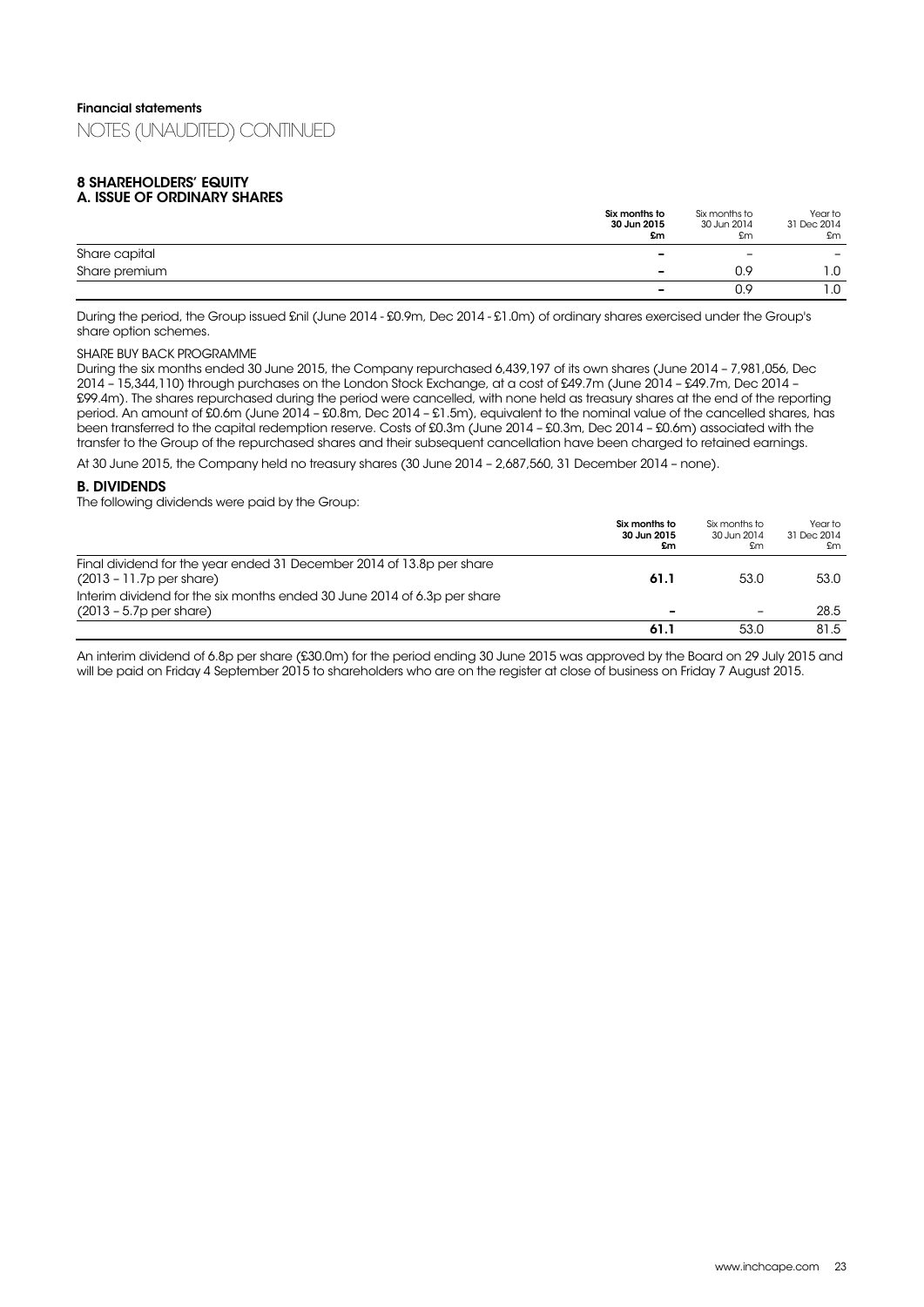## Financial statements

NOTES (UNAUDITED) CONTINUED

### 8 SHAREHOLDERS' EQUITY

#### A. ISSUE OF ORDINARY SHARES

| | Six months to 30 Jun 2015 £m | Six months to 30 Jun 2014 £m | Year to 31 Dec 2014 £m |
|---|---|---|---|
| Share capital | – | – | – |
| Share premium | – | 0.9 | 1.0 |
| | – | 0.9 | 1.0 |

During the period, the Group issued £nil (June 2014 - £0.9m, Dec 2014 - £1.0m) of ordinary shares exercised under the Group's share option schemes.

SHARE BUY BACK PROGRAMME

During the six months ended 30 June 2015, the Company repurchased 6,439,197 of its own shares (June 2014 – 7,981,056, Dec 2014 – 15,344,110) through purchases on the London Stock Exchange, at a cost of £49.7m (June 2014 – £49.7m, Dec 2014 – £99.4m). The shares repurchased during the period were cancelled, with none held as treasury shares at the end of the reporting period. An amount of £0.6m (June 2014 – £0.8m, Dec 2014 – £1.5m), equivalent to the nominal value of the cancelled shares, has been transferred to the capital redemption reserve. Costs of £0.3m (June 2014 – £0.3m, Dec 2014 – £0.6m) associated with the transfer to the Group of the repurchased shares and their subsequent cancellation have been charged to retained earnings.

At 30 June 2015, the Company held no treasury shares (30 June 2014 – 2,687,560, 31 December 2014 – none).

#### B. DIVIDENDS

The following dividends were paid by the Group:

| | Six months to 30 Jun 2015 £m | Six months to 30 Jun 2014 £m | Year to 31 Dec 2014 £m |
|---|---|---|---|
| Final dividend for the year ended 31 December 2014 of 13.8p per share (2013 – 11.7p per share) | 61.1 | 53.0 | 53.0 |
| Interim dividend for the six months ended 30 June 2014 of 6.3p per share (2013 – 5.7p per share) | – | – | 28.5 |
| | 61.1 | 53.0 | 81.5 |

An interim dividend of 6.8p per share (£30.0m) for the period ending 30 June 2015 was approved by the Board on 29 July 2015 and will be paid on Friday 4 September 2015 to shareholders who are on the register at close of business on Friday 7 August 2015.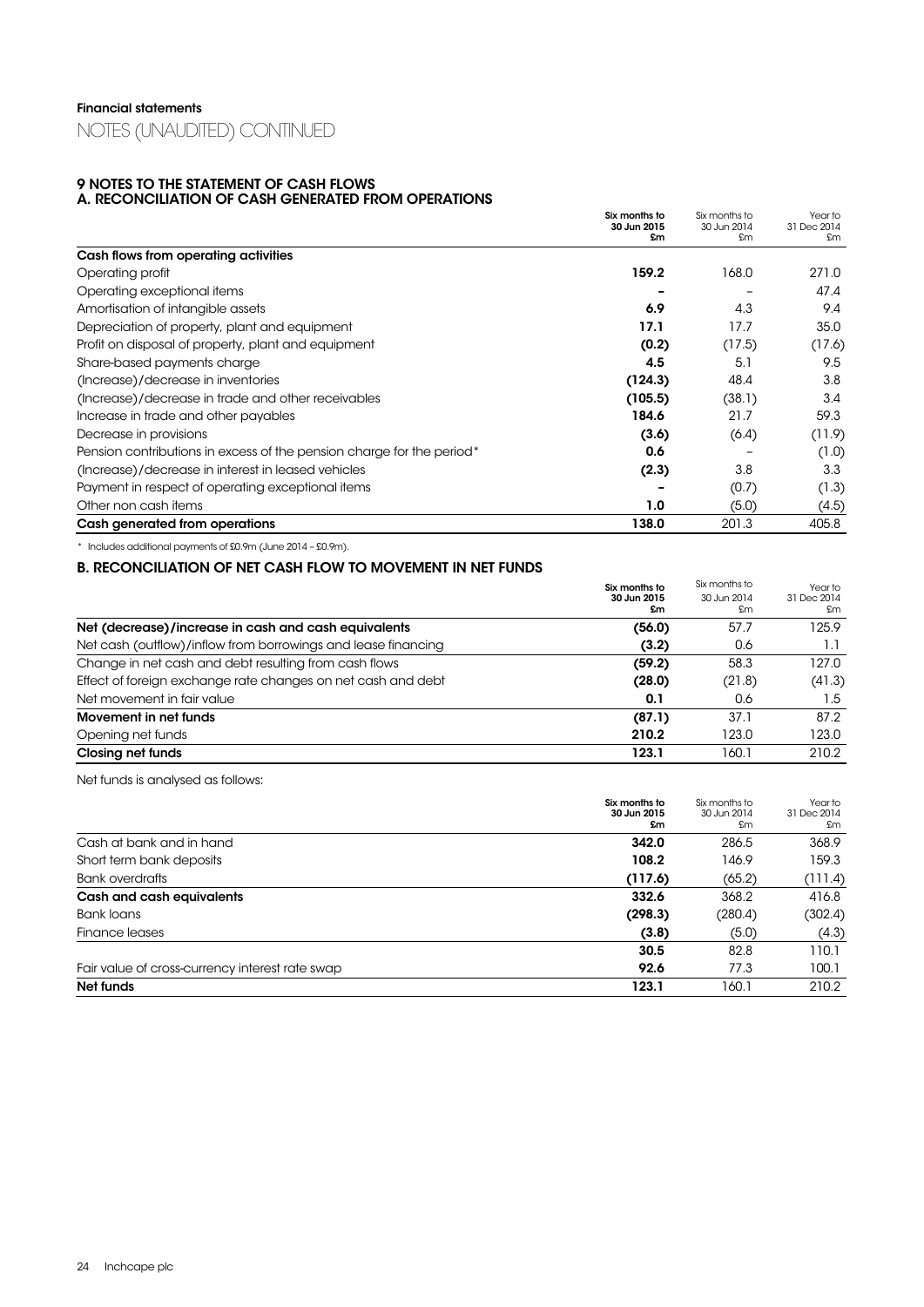Financial statements

NOTES (UNAUDITED) CONTINUED

### 9 NOTES TO THE STATEMENT OF CASH FLOWS

#### A. RECONCILIATION OF CASH GENERATED FROM OPERATIONS

| | Six months to 30 Jun 2015 £m | Six months to 30 Jun 2014 £m | Year to 31 Dec 2014 £m |
|---|---|---|---|
| **Cash flows from operating activities** | | | |
| Operating profit | **159.2** | 168.0 | 271.0 |
| Operating exceptional items | **–** | – | 47.4 |
| Amortisation of intangible assets | **6.9** | 4.3 | 9.4 |
| Depreciation of property, plant and equipment | **17.1** | 17.7 | 35.0 |
| Profit on disposal of property, plant and equipment | **(0.2)** | (17.5) | (17.6) |
| Share-based payments charge | **4.5** | 5.1 | 9.5 |
| (Increase)/decrease in inventories | **(124.3)** | 48.4 | 3.8 |
| (Increase)/decrease in trade and other receivables | **(105.5)** | (38.1) | 3.4 |
| Increase in trade and other payables | **184.6** | 21.7 | 59.3 |
| Decrease in provisions | **(3.6)** | (6.4) | (11.9) |
| Pension contributions in excess of the pension charge for the period* | **0.6** | – | (1.0) |
| (Increase)/decrease in interest in leased vehicles | **(2.3)** | 3.8 | 3.3 |
| Payment in respect of operating exceptional items | **–** | (0.7) | (1.3) |
| Other non cash items | **1.0** | (5.0) | (4.5) |
| **Cash generated from operations** | **138.0** | 201.3 | 405.8 |

\* Includes additional payments of £0.9m (June 2014 – £0.9m).

#### B. RECONCILIATION OF NET CASH FLOW TO MOVEMENT IN NET FUNDS

| | Six months to 30 Jun 2015 £m | Six months to 30 Jun 2014 £m | Year to 31 Dec 2014 £m |
|---|---|---|---|
| **Net (decrease)/increase in cash and cash equivalents** | **(56.0)** | 57.7 | 125.9 |
| Net cash (outflow)/inflow from borrowings and lease financing | **(3.2)** | 0.6 | 1.1 |
| Change in net cash and debt resulting from cash flows | **(59.2)** | 58.3 | 127.0 |
| Effect of foreign exchange rate changes on net cash and debt | **(28.0)** | (21.8) | (41.3) |
| Net movement in fair value | **0.1** | 0.6 | 1.5 |
| **Movement in net funds** | **(87.1)** | 37.1 | 87.2 |
| Opening net funds | **210.2** | 123.0 | 123.0 |
| **Closing net funds** | **123.1** | 160.1 | 210.2 |

Net funds is analysed as follows:

| | Six months to 30 Jun 2015 £m | Six months to 30 Jun 2014 £m | Year to 31 Dec 2014 £m |
|---|---|---|---|
| Cash at bank and in hand | **342.0** | 286.5 | 368.9 |
| Short term bank deposits | **108.2** | 146.9 | 159.3 |
| Bank overdrafts | **(117.6)** | (65.2) | (111.4) |
| **Cash and cash equivalents** | **332.6** | 368.2 | 416.8 |
| Bank loans | **(298.3)** | (280.4) | (302.4) |
| Finance leases | **(3.8)** | (5.0) | (4.3) |
| | **30.5** | 82.8 | 110.1 |
| Fair value of cross-currency interest rate swap | **92.6** | 77.3 | 100.1 |
| **Net funds** | **123.1** | 160.1 | 210.2 |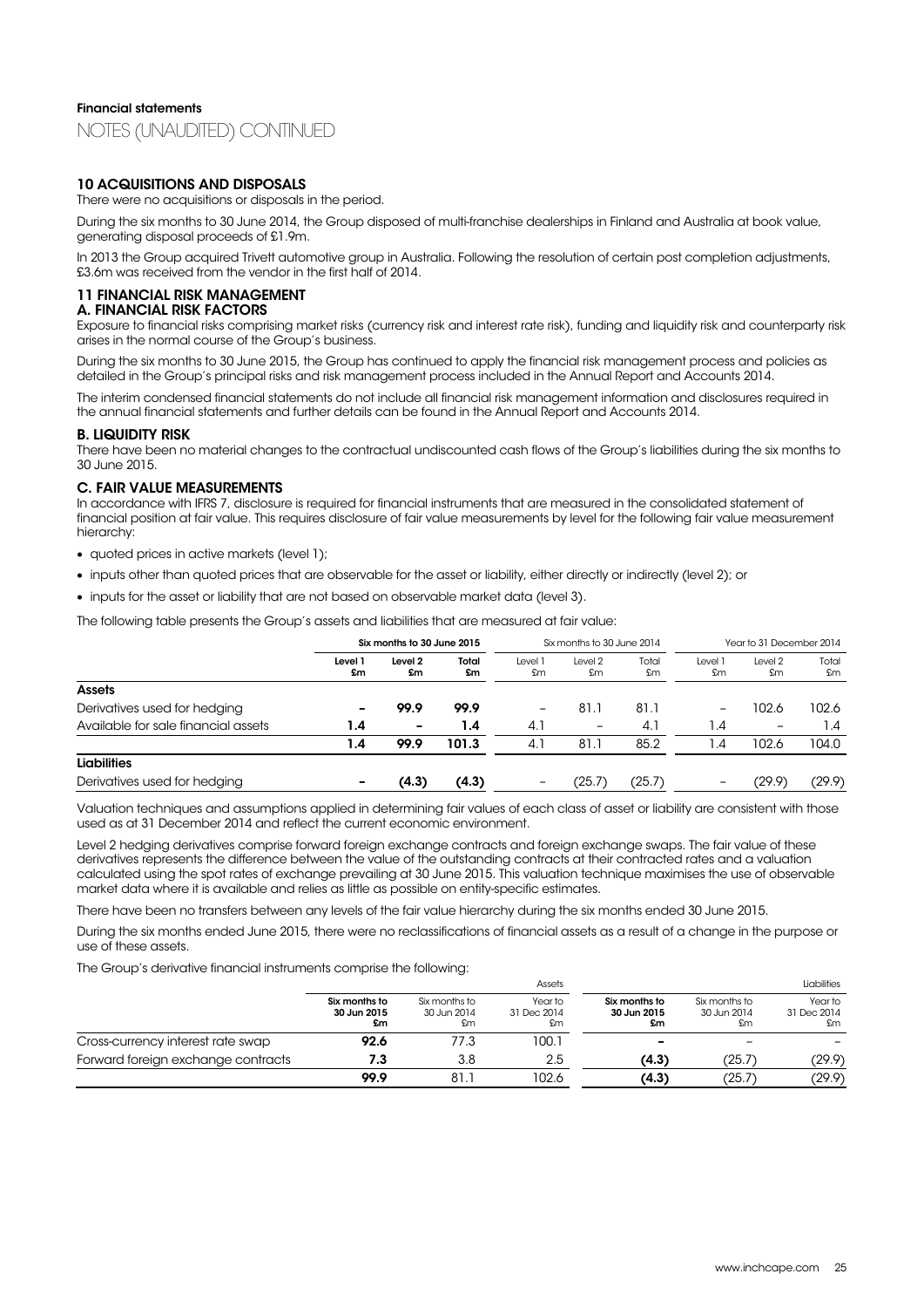# Financial statements

## NOTES (UNAUDITED) CONTINUED

### 10 ACQUISITIONS AND DISPOSALS

There were no acquisitions or disposals in the period.

During the six months to 30 June 2014, the Group disposed of multi-franchise dealerships in Finland and Australia at book value, generating disposal proceeds of £1.9m.

In 2013 the Group acquired Trivett automotive group in Australia. Following the resolution of certain post completion adjustments, £3.6m was received from the vendor in the first half of 2014.

### 11 FINANCIAL RISK MANAGEMENT

#### A. FINANCIAL RISK FACTORS

Exposure to financial risks comprising market risks (currency risk and interest rate risk), funding and liquidity risk and counterparty risk arises in the normal course of the Group's business.

During the six months to 30 June 2015, the Group has continued to apply the financial risk management process and policies as detailed in the Group's principal risks and risk management process included in the Annual Report and Accounts 2014.

The interim condensed financial statements do not include all financial risk management information and disclosures required in the annual financial statements and further details can be found in the Annual Report and Accounts 2014.

#### B. LIQUIDITY RISK

There have been no material changes to the contractual undiscounted cash flows of the Group's liabilities during the six months to 30 June 2015.

#### C. FAIR VALUE MEASUREMENTS

In accordance with IFRS 7, disclosure is required for financial instruments that are measured in the consolidated statement of financial position at fair value. This requires disclosure of fair value measurements by level for the following fair value measurement hierarchy:

- quoted prices in active markets (level 1);
- inputs other than quoted prices that are observable for the asset or liability, either directly or indirectly (level 2); or
- inputs for the asset or liability that are not based on observable market data (level 3).

The following table presents the Group's assets and liabilities that are measured at fair value:

| | **Six months to 30 June 2015** | | | Six months to 30 June 2014 | | | Year to 31 December 2014 | | |
|---|---|---|---|---|---|---|---|---|---|
| | **Level 1 £m** | **Level 2 £m** | **Total £m** | Level 1 £m | Level 2 £m | Total £m | Level 1 £m | Level 2 £m | Total £m |
| **Assets** | | | | | | | | | |
| Derivatives used for hedging | **–** | **99.9** | **99.9** | – | 81.1 | 81.1 | – | 102.6 | 102.6 |
| Available for sale financial assets | **1.4** | **–** | **1.4** | 4.1 | – | 4.1 | 1.4 | – | 1.4 |
| | **1.4** | **99.9** | **101.3** | 4.1 | 81.1 | 85.2 | 1.4 | 102.6 | 104.0 |
| **Liabilities** | | | | | | | | | |
| Derivatives used for hedging | **–** | **(4.3)** | **(4.3)** | – | (25.7) | (25.7) | – | (29.9) | (29.9) |

Valuation techniques and assumptions applied in determining fair values of each class of asset or liability are consistent with those used as at 31 December 2014 and reflect the current economic environment.

Level 2 hedging derivatives comprise forward foreign exchange contracts and foreign exchange swaps. The fair value of these derivatives represents the difference between the value of the outstanding contracts at their contracted rates and a valuation calculated using the spot rates of exchange prevailing at 30 June 2015. This valuation technique maximises the use of observable market data where it is available and relies as little as possible on entity-specific estimates.

There have been no transfers between any levels of the fair value hierarchy during the six months ended 30 June 2015.

During the six months ended June 2015, there were no reclassifications of financial assets as a result of a change in the purpose or use of these assets.

The Group's derivative financial instruments comprise the following:

| | Assets | | | Liabilities | | |
|---|---|---|---|---|---|---|
| | **Six months to 30 Jun 2015 £m** | Six months to 30 Jun 2014 £m | Year to 31 Dec 2014 £m | **Six months to 30 Jun 2015 £m** | Six months to 30 Jun 2014 £m | Year to 31 Dec 2014 £m |
| Cross-currency interest rate swap | **92.6** | 77.3 | 100.1 | **–** | – | – |
| Forward foreign exchange contracts | **7.3** | 3.8 | 2.5 | **(4.3)** | (25.7) | (29.9) |
| | **99.9** | 81.1 | 102.6 | **(4.3)** | (25.7) | (29.9) |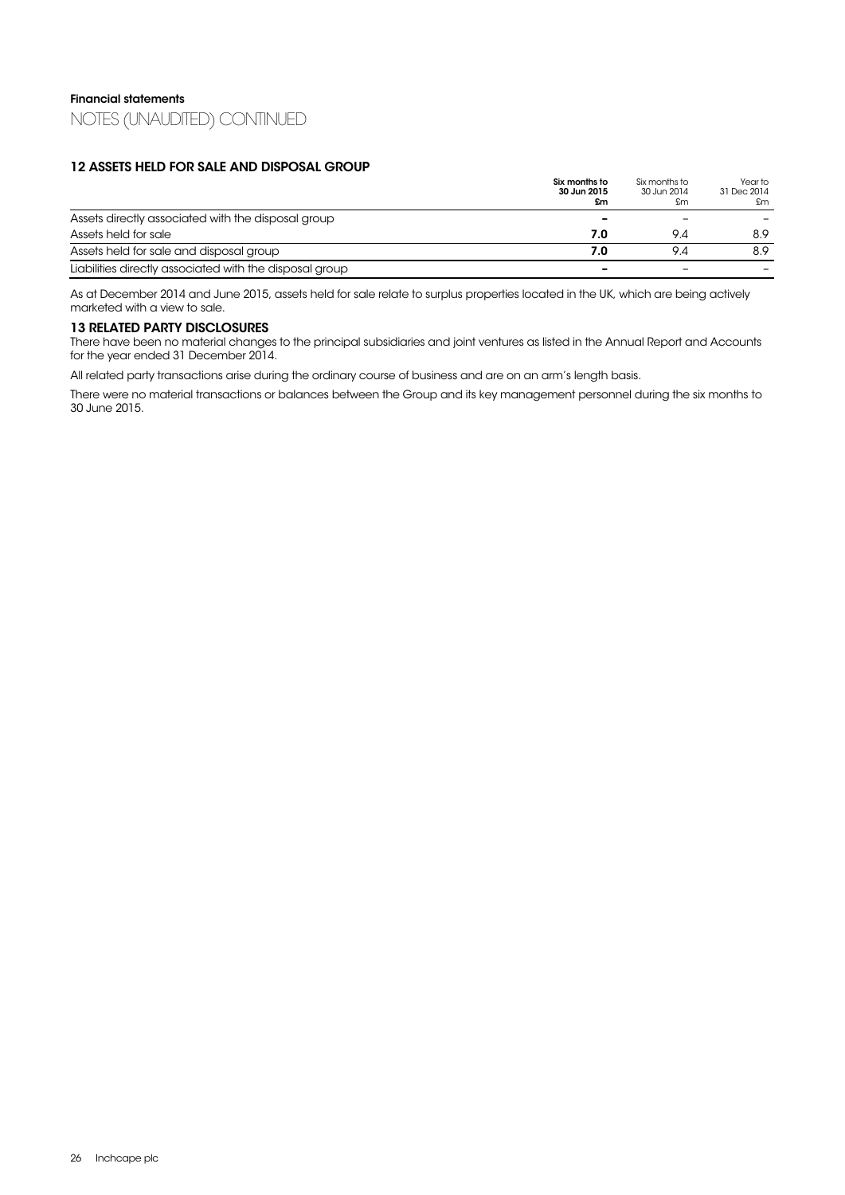**Financial statements**

NOTES (UNAUDITED) CONTINUED

## 12 ASSETS HELD FOR SALE AND DISPOSAL GROUP

| | **Six months to 30 Jun 2015 £m** | Six months to 30 Jun 2014 £m | Year to 31 Dec 2014 £m |
|---|---|---|---|
| Assets directly associated with the disposal group | **–** | – | – |
| Assets held for sale | **7.0** | 9.4 | 8.9 |
| Assets held for sale and disposal group | **7.0** | 9.4 | 8.9 |
| Liabilities directly associated with the disposal group | **–** | – | – |

As at December 2014 and June 2015, assets held for sale relate to surplus properties located in the UK, which are being actively marketed with a view to sale.

## 13 RELATED PARTY DISCLOSURES

There have been no material changes to the principal subsidiaries and joint ventures as listed in the Annual Report and Accounts for the year ended 31 December 2014.

All related party transactions arise during the ordinary course of business and are on an arm's length basis.

There were no material transactions or balances between the Group and its key management personnel during the six months to 30 June 2015.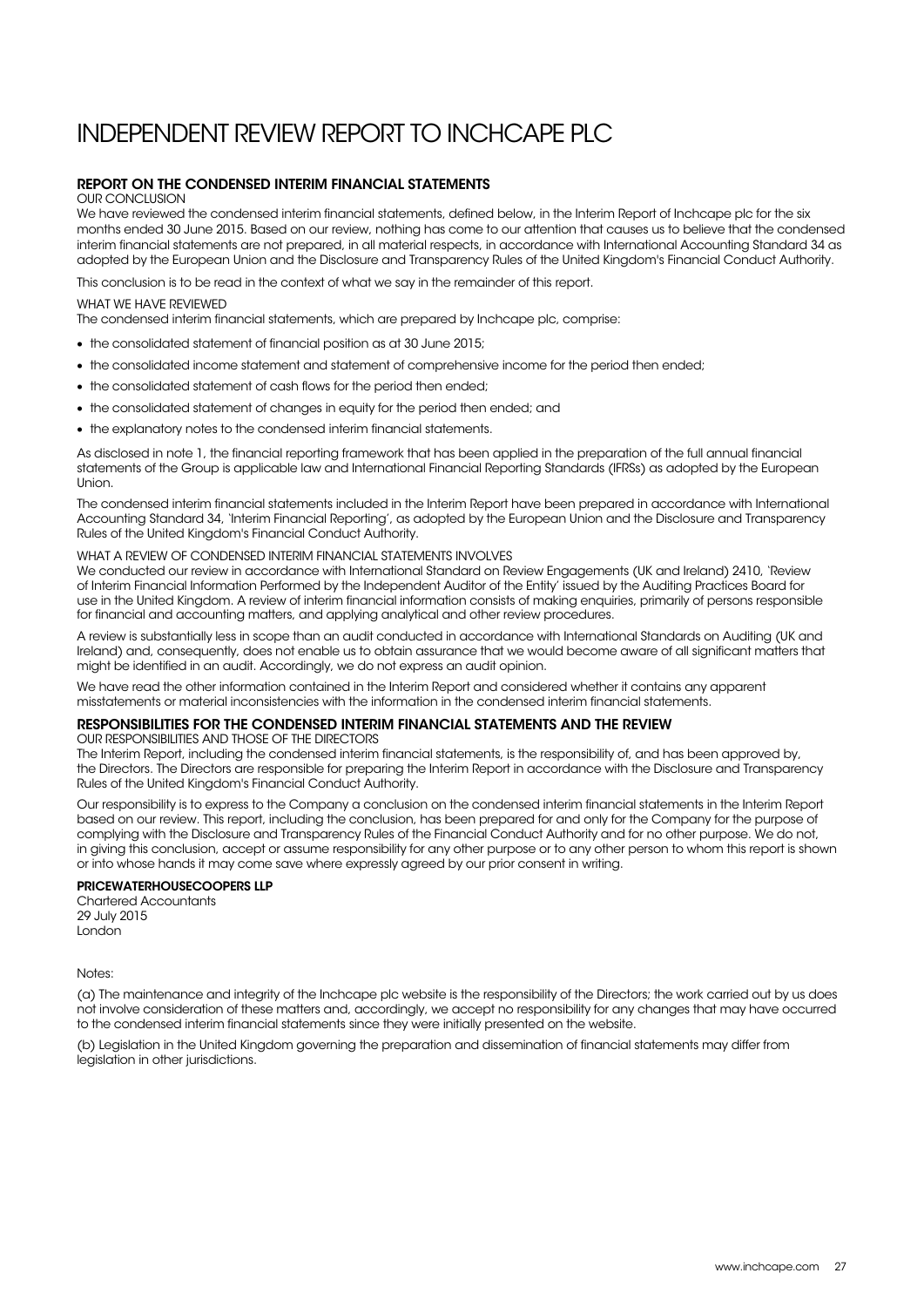# INDEPENDENT REVIEW REPORT TO INCHCAPE PLC

## REPORT ON THE CONDENSED INTERIM FINANCIAL STATEMENTS

### OUR CONCLUSION

We have reviewed the condensed interim financial statements, defined below, in the Interim Report of Inchcape plc for the six months ended 30 June 2015. Based on our review, nothing has come to our attention that causes us to believe that the condensed interim financial statements are not prepared, in all material respects, in accordance with International Accounting Standard 34 as adopted by the European Union and the Disclosure and Transparency Rules of the United Kingdom's Financial Conduct Authority.

This conclusion is to be read in the context of what we say in the remainder of this report.

### WHAT WE HAVE REVIEWED

The condensed interim financial statements, which are prepared by Inchcape plc, comprise:

- the consolidated statement of financial position as at 30 June 2015;
- the consolidated income statement and statement of comprehensive income for the period then ended;
- the consolidated statement of cash flows for the period then ended;
- the consolidated statement of changes in equity for the period then ended; and
- the explanatory notes to the condensed interim financial statements.

As disclosed in note 1, the financial reporting framework that has been applied in the preparation of the full annual financial statements of the Group is applicable law and International Financial Reporting Standards (IFRSs) as adopted by the European Union.

The condensed interim financial statements included in the Interim Report have been prepared in accordance with International Accounting Standard 34, 'Interim Financial Reporting', as adopted by the European Union and the Disclosure and Transparency Rules of the United Kingdom's Financial Conduct Authority.

### WHAT A REVIEW OF CONDENSED INTERIM FINANCIAL STATEMENTS INVOLVES

We conducted our review in accordance with International Standard on Review Engagements (UK and Ireland) 2410, 'Review of Interim Financial Information Performed by the Independent Auditor of the Entity' issued by the Auditing Practices Board for use in the United Kingdom. A review of interim financial information consists of making enquiries, primarily of persons responsible for financial and accounting matters, and applying analytical and other review procedures.

A review is substantially less in scope than an audit conducted in accordance with International Standards on Auditing (UK and Ireland) and, consequently, does not enable us to obtain assurance that we would become aware of all significant matters that might be identified in an audit. Accordingly, we do not express an audit opinion.

We have read the other information contained in the Interim Report and considered whether it contains any apparent misstatements or material inconsistencies with the information in the condensed interim financial statements.

## RESPONSIBILITIES FOR THE CONDENSED INTERIM FINANCIAL STATEMENTS AND THE REVIEW

### OUR RESPONSIBILITIES AND THOSE OF THE DIRECTORS

The Interim Report, including the condensed interim financial statements, is the responsibility of, and has been approved by, the Directors. The Directors are responsible for preparing the Interim Report in accordance with the Disclosure and Transparency Rules of the United Kingdom's Financial Conduct Authority.

Our responsibility is to express to the Company a conclusion on the condensed interim financial statements in the Interim Report based on our review. This report, including the conclusion, has been prepared for and only for the Company for the purpose of complying with the Disclosure and Transparency Rules of the Financial Conduct Authority and for no other purpose. We do not, in giving this conclusion, accept or assume responsibility for any other purpose or to any other person to whom this report is shown or into whose hands it may come save where expressly agreed by our prior consent in writing.

**PRICEWATERHOUSECOOPERS LLP**
Chartered Accountants
29 July 2015
London

Notes:

(a) The maintenance and integrity of the Inchcape plc website is the responsibility of the Directors; the work carried out by us does not involve consideration of these matters and, accordingly, we accept no responsibility for any changes that may have occurred to the condensed interim financial statements since they were initially presented on the website.

(b) Legislation in the United Kingdom governing the preparation and dissemination of financial statements may differ from legislation in other jurisdictions.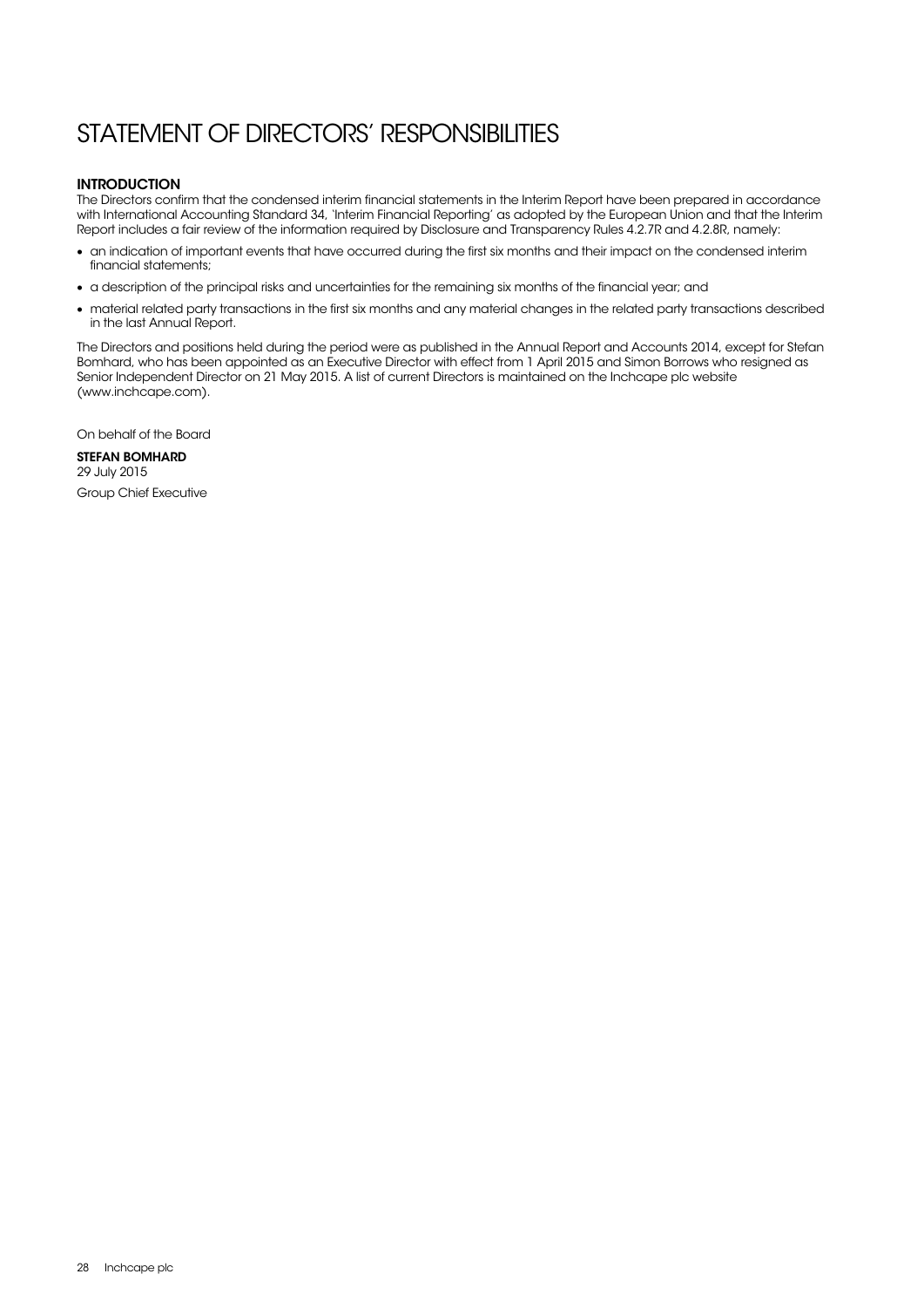# STATEMENT OF DIRECTORS' RESPONSIBILITIES

### INTRODUCTION

The Directors confirm that the condensed interim financial statements in the Interim Report have been prepared in accordance with International Accounting Standard 34, 'Interim Financial Reporting' as adopted by the European Union and that the Interim Report includes a fair review of the information required by Disclosure and Transparency Rules 4.2.7R and 4.2.8R, namely:

- an indication of important events that have occurred during the first six months and their impact on the condensed interim financial statements;
- a description of the principal risks and uncertainties for the remaining six months of the financial year; and
- material related party transactions in the first six months and any material changes in the related party transactions described in the last Annual Report.

The Directors and positions held during the period were as published in the Annual Report and Accounts 2014, except for Stefan Bomhard, who has been appointed as an Executive Director with effect from 1 April 2015 and Simon Borrows who resigned as Senior Independent Director on 21 May 2015. A list of current Directors is maintained on the Inchcape plc website (www.inchcape.com).

On behalf of the Board

**STEFAN BOMHARD**
29 July 2015

Group Chief Executive